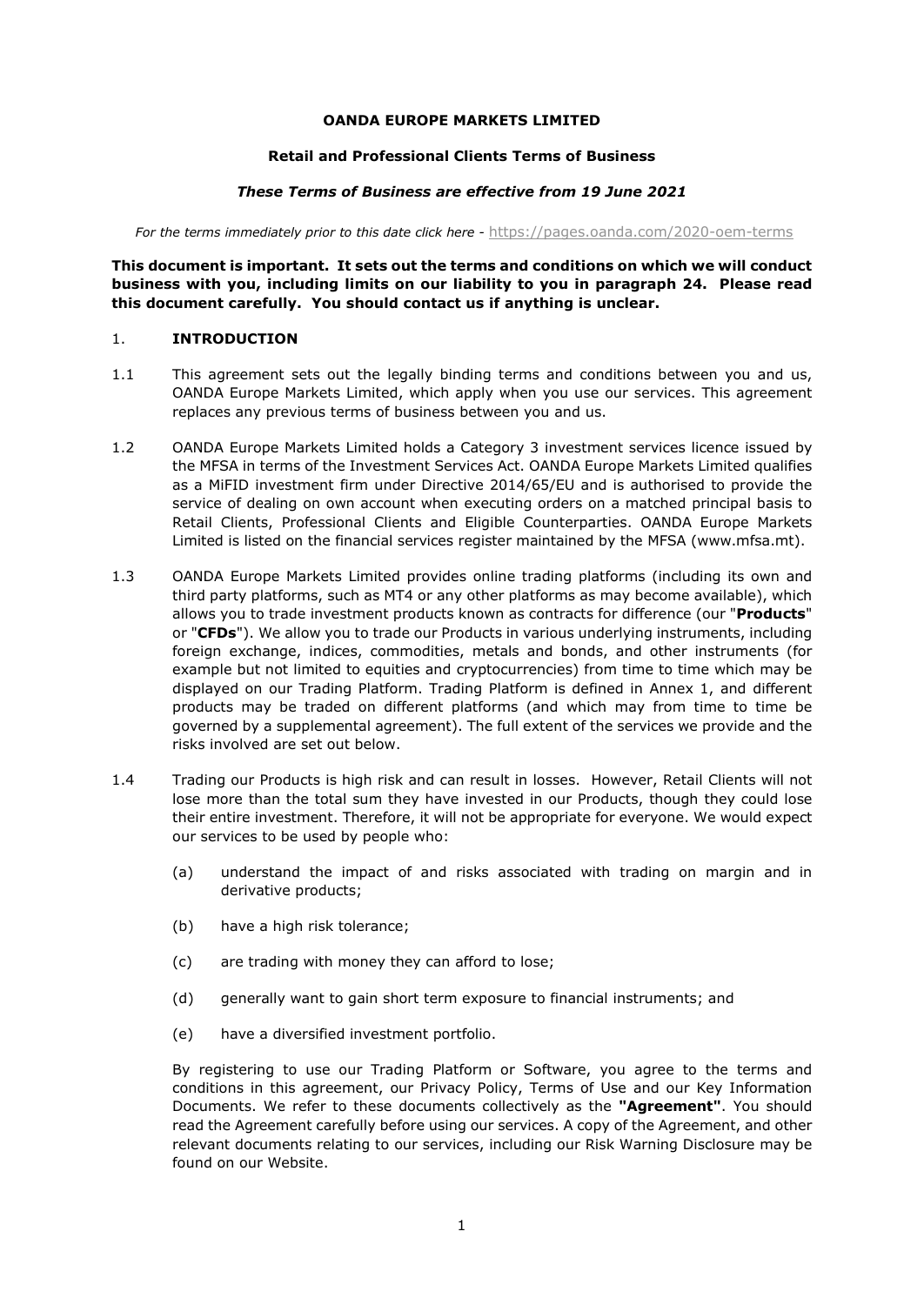**OANDA EUROPE MARKETS LIMITED**

**Retail and Professional Clients Terms of Business**

***These Terms of Business are effective from 19 June 2021***

*For the terms immediately prior to this date click here -* https://pages.oanda.com/2020-oem-terms

**This document is important. It sets out the terms and conditions on which we will conduct business with you, including limits on our liability to you in paragraph 24. Please read this document carefully. You should contact us if anything is unclear.**

## 1. INTRODUCTION

1.1 This agreement sets out the legally binding terms and conditions between you and us, OANDA Europe Markets Limited, which apply when you use our services. This agreement replaces any previous terms of business between you and us.

1.2 OANDA Europe Markets Limited holds a Category 3 investment services licence issued by the MFSA in terms of the Investment Services Act. OANDA Europe Markets Limited qualifies as a MiFID investment firm under Directive 2014/65/EU and is authorised to provide the service of dealing on own account when executing orders on a matched principal basis to Retail Clients, Professional Clients and Eligible Counterparties. OANDA Europe Markets Limited is listed on the financial services register maintained by the MFSA (www.mfsa.mt).

1.3 OANDA Europe Markets Limited provides online trading platforms (including its own and third party platforms, such as MT4 or any other platforms as may become available), which allows you to trade investment products known as contracts for difference (our "**Products**" or "**CFDs**"). We allow you to trade our Products in various underlying instruments, including foreign exchange, indices, commodities, metals and bonds, and other instruments (for example but not limited to equities and cryptocurrencies) from time to time which may be displayed on our Trading Platform. Trading Platform is defined in Annex 1, and different products may be traded on different platforms (and which may from time to time be governed by a supplemental agreement). The full extent of the services we provide and the risks involved are set out below.

1.4 Trading our Products is high risk and can result in losses. However, Retail Clients will not lose more than the total sum they have invested in our Products, though they could lose their entire investment. Therefore, it will not be appropriate for everyone. We would expect our services to be used by people who:

(a) understand the impact of and risks associated with trading on margin and in derivative products;

(b) have a high risk tolerance;

(c) are trading with money they can afford to lose;

(d) generally want to gain short term exposure to financial instruments; and

(e) have a diversified investment portfolio.

By registering to use our Trading Platform or Software, you agree to the terms and conditions in this agreement, our Privacy Policy, Terms of Use and our Key Information Documents. We refer to these documents collectively as the **"Agreement"**. You should read the Agreement carefully before using our services. A copy of the Agreement, and other relevant documents relating to our services, including our Risk Warning Disclosure may be found on our Website.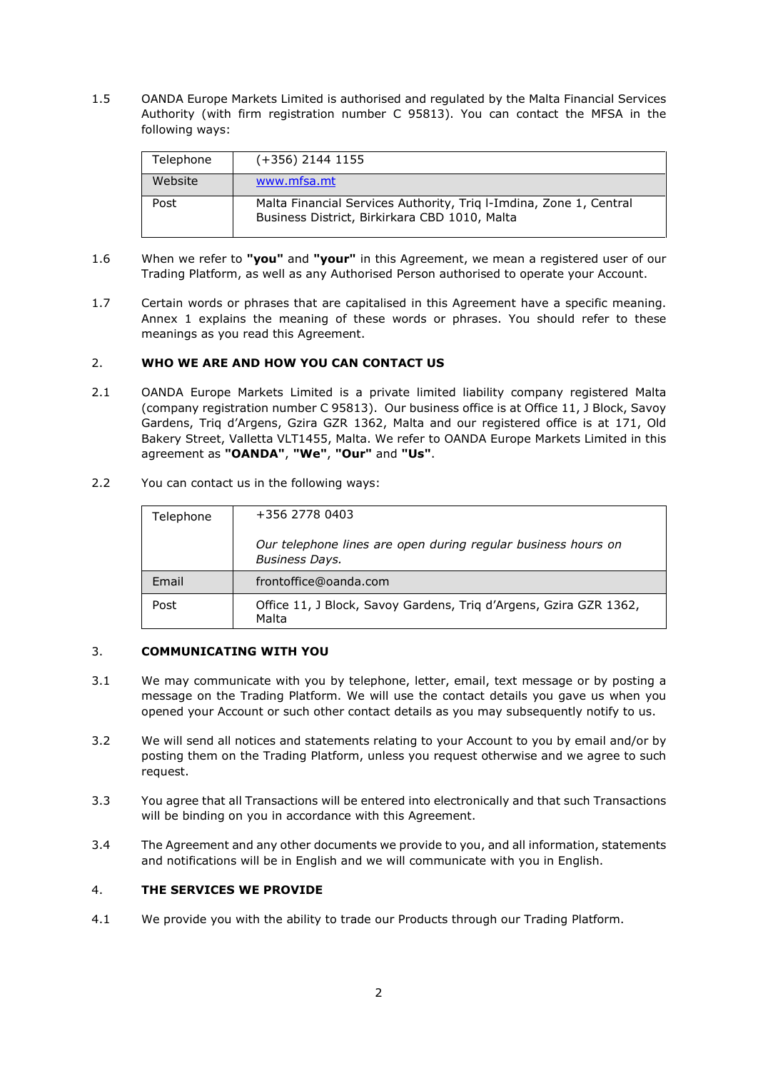1.5 OANDA Europe Markets Limited is authorised and regulated by the Malta Financial Services Authority (with firm registration number C 95813). You can contact the MFSA in the following ways:

| | |
|---|---|
| Telephone | (+356) 2144 1155 |
| Website | www.mfsa.mt |
| Post | Malta Financial Services Authority, Triq l-Imdina, Zone 1, Central Business District, Birkirkara CBD 1010, Malta |

1.6 When we refer to **"you"** and **"your"** in this Agreement, we mean a registered user of our Trading Platform, as well as any Authorised Person authorised to operate your Account.

1.7 Certain words or phrases that are capitalised in this Agreement have a specific meaning. Annex 1 explains the meaning of these words or phrases. You should refer to these meanings as you read this Agreement.

## 2. WHO WE ARE AND HOW YOU CAN CONTACT US

2.1 OANDA Europe Markets Limited is a private limited liability company registered Malta (company registration number C 95813). Our business office is at Office 11, J Block, Savoy Gardens, Triq d'Argens, Gzira GZR 1362, Malta and our registered office is at 171, Old Bakery Street, Valletta VLT1455, Malta. We refer to OANDA Europe Markets Limited in this agreement as **"OANDA"**, **"We"**, **"Our"** and **"Us"**.

2.2 You can contact us in the following ways:

| | |
|---|---|
| Telephone | +356 2778 0403<br><br>*Our telephone lines are open during regular business hours on Business Days.* |
| Email | frontoffice@oanda.com |
| Post | Office 11, J Block, Savoy Gardens, Triq d'Argens, Gzira GZR 1362, Malta |

## 3. COMMUNICATING WITH YOU

3.1 We may communicate with you by telephone, letter, email, text message or by posting a message on the Trading Platform. We will use the contact details you gave us when you opened your Account or such other contact details as you may subsequently notify to us.

3.2 We will send all notices and statements relating to your Account to you by email and/or by posting them on the Trading Platform, unless you request otherwise and we agree to such request.

3.3 You agree that all Transactions will be entered into electronically and that such Transactions will be binding on you in accordance with this Agreement.

3.4 The Agreement and any other documents we provide to you, and all information, statements and notifications will be in English and we will communicate with you in English.

## 4. THE SERVICES WE PROVIDE

4.1 We provide you with the ability to trade our Products through our Trading Platform.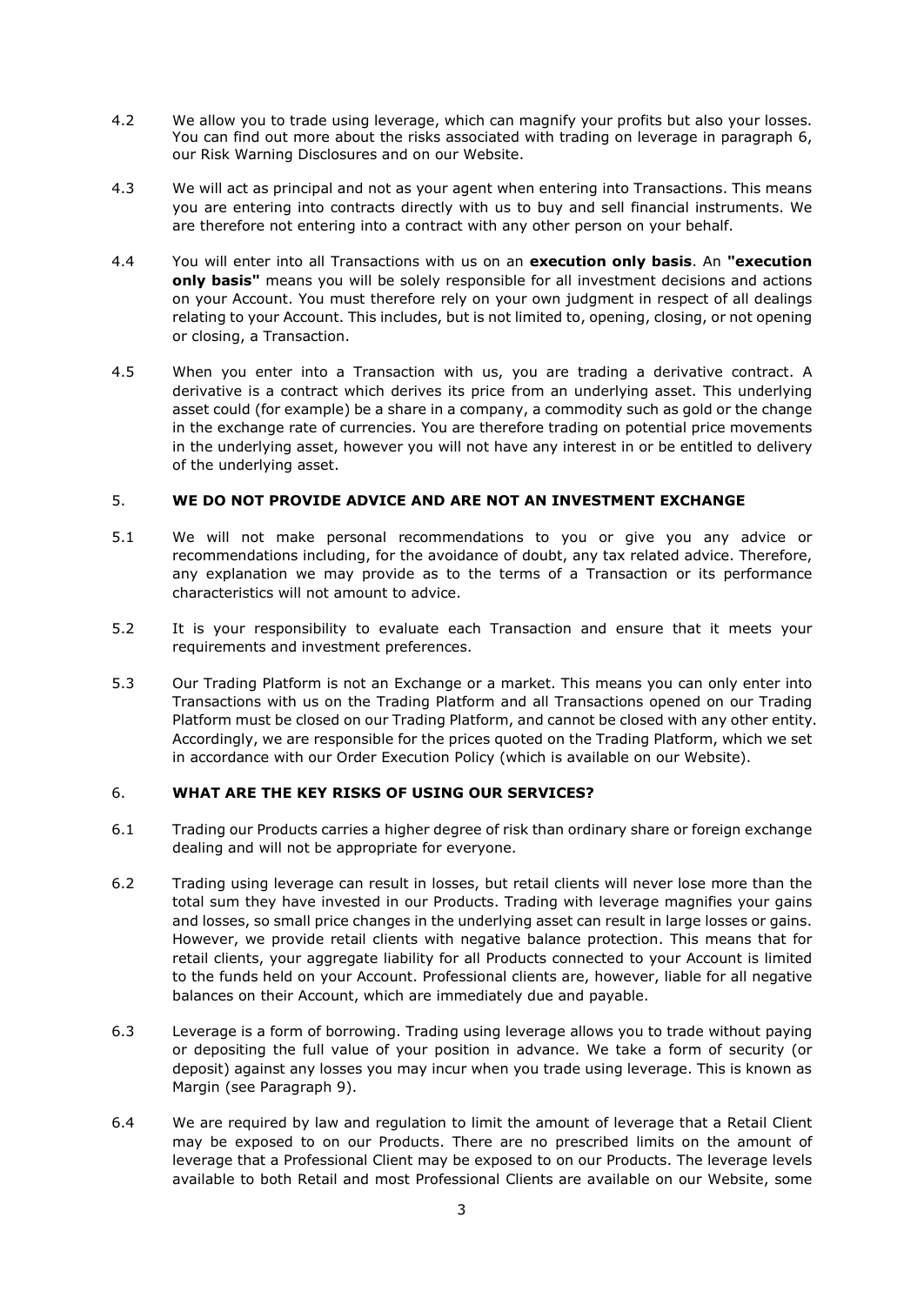4.2 We allow you to trade using leverage, which can magnify your profits but also your losses. You can find out more about the risks associated with trading on leverage in paragraph 6, our Risk Warning Disclosures and on our Website.

4.3 We will act as principal and not as your agent when entering into Transactions. This means you are entering into contracts directly with us to buy and sell financial instruments. We are therefore not entering into a contract with any other person on your behalf.

4.4 You will enter into all Transactions with us on an **execution only basis**. An **"execution only basis"** means you will be solely responsible for all investment decisions and actions on your Account. You must therefore rely on your own judgment in respect of all dealings relating to your Account. This includes, but is not limited to, opening, closing, or not opening or closing, a Transaction.

4.5 When you enter into a Transaction with us, you are trading a derivative contract. A derivative is a contract which derives its price from an underlying asset. This underlying asset could (for example) be a share in a company, a commodity such as gold or the change in the exchange rate of currencies. You are therefore trading on potential price movements in the underlying asset, however you will not have any interest in or be entitled to delivery of the underlying asset.

## 5. WE DO NOT PROVIDE ADVICE AND ARE NOT AN INVESTMENT EXCHANGE

5.1 We will not make personal recommendations to you or give you any advice or recommendations including, for the avoidance of doubt, any tax related advice. Therefore, any explanation we may provide as to the terms of a Transaction or its performance characteristics will not amount to advice.

5.2 It is your responsibility to evaluate each Transaction and ensure that it meets your requirements and investment preferences.

5.3 Our Trading Platform is not an Exchange or a market. This means you can only enter into Transactions with us on the Trading Platform and all Transactions opened on our Trading Platform must be closed on our Trading Platform, and cannot be closed with any other entity. Accordingly, we are responsible for the prices quoted on the Trading Platform, which we set in accordance with our Order Execution Policy (which is available on our Website).

## 6. WHAT ARE THE KEY RISKS OF USING OUR SERVICES?

6.1 Trading our Products carries a higher degree of risk than ordinary share or foreign exchange dealing and will not be appropriate for everyone.

6.2 Trading using leverage can result in losses, but retail clients will never lose more than the total sum they have invested in our Products. Trading with leverage magnifies your gains and losses, so small price changes in the underlying asset can result in large losses or gains. However, we provide retail clients with negative balance protection. This means that for retail clients, your aggregate liability for all Products connected to your Account is limited to the funds held on your Account. Professional clients are, however, liable for all negative balances on their Account, which are immediately due and payable.

6.3 Leverage is a form of borrowing. Trading using leverage allows you to trade without paying or depositing the full value of your position in advance. We take a form of security (or deposit) against any losses you may incur when you trade using leverage. This is known as Margin (see Paragraph 9).

6.4 We are required by law and regulation to limit the amount of leverage that a Retail Client may be exposed to on our Products. There are no prescribed limits on the amount of leverage that a Professional Client may be exposed to on our Products. The leverage levels available to both Retail and most Professional Clients are available on our Website, some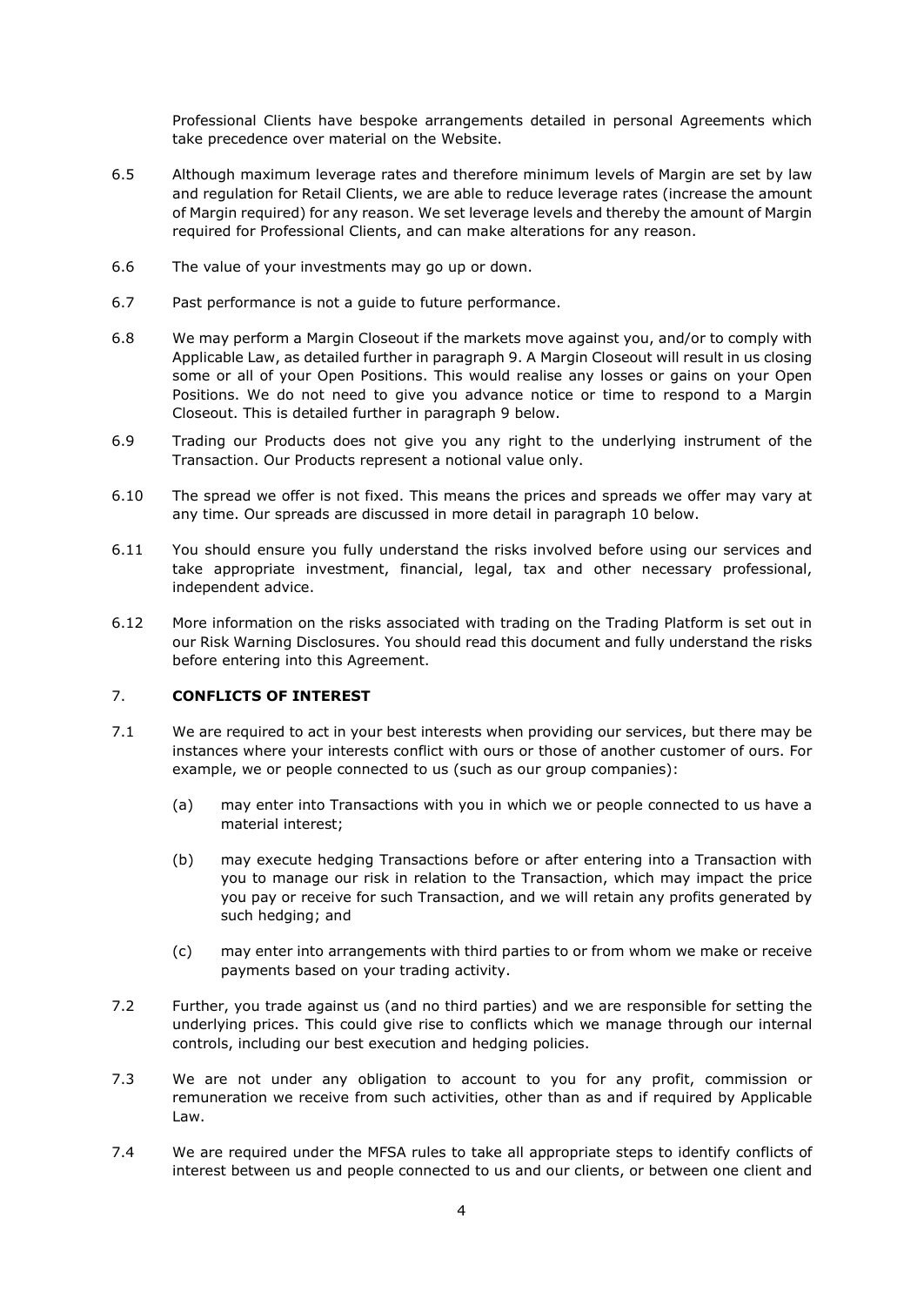Professional Clients have bespoke arrangements detailed in personal Agreements which take precedence over material on the Website.

6.5 Although maximum leverage rates and therefore minimum levels of Margin are set by law and regulation for Retail Clients, we are able to reduce leverage rates (increase the amount of Margin required) for any reason. We set leverage levels and thereby the amount of Margin required for Professional Clients, and can make alterations for any reason.

6.6 The value of your investments may go up or down.

6.7 Past performance is not a guide to future performance.

6.8 We may perform a Margin Closeout if the markets move against you, and/or to comply with Applicable Law, as detailed further in paragraph 9. A Margin Closeout will result in us closing some or all of your Open Positions. This would realise any losses or gains on your Open Positions. We do not need to give you advance notice or time to respond to a Margin Closeout. This is detailed further in paragraph 9 below.

6.9 Trading our Products does not give you any right to the underlying instrument of the Transaction. Our Products represent a notional value only.

6.10 The spread we offer is not fixed. This means the prices and spreads we offer may vary at any time. Our spreads are discussed in more detail in paragraph 10 below.

6.11 You should ensure you fully understand the risks involved before using our services and take appropriate investment, financial, legal, tax and other necessary professional, independent advice.

6.12 More information on the risks associated with trading on the Trading Platform is set out in our Risk Warning Disclosures. You should read this document and fully understand the risks before entering into this Agreement.

## 7. CONFLICTS OF INTEREST

7.1 We are required to act in your best interests when providing our services, but there may be instances where your interests conflict with ours or those of another customer of ours. For example, we or people connected to us (such as our group companies):

(a) may enter into Transactions with you in which we or people connected to us have a material interest;

(b) may execute hedging Transactions before or after entering into a Transaction with you to manage our risk in relation to the Transaction, which may impact the price you pay or receive for such Transaction, and we will retain any profits generated by such hedging; and

(c) may enter into arrangements with third parties to or from whom we make or receive payments based on your trading activity.

7.2 Further, you trade against us (and no third parties) and we are responsible for setting the underlying prices. This could give rise to conflicts which we manage through our internal controls, including our best execution and hedging policies.

7.3 We are not under any obligation to account to you for any profit, commission or remuneration we receive from such activities, other than as and if required by Applicable Law.

7.4 We are required under the MFSA rules to take all appropriate steps to identify conflicts of interest between us and people connected to us and our clients, or between one client and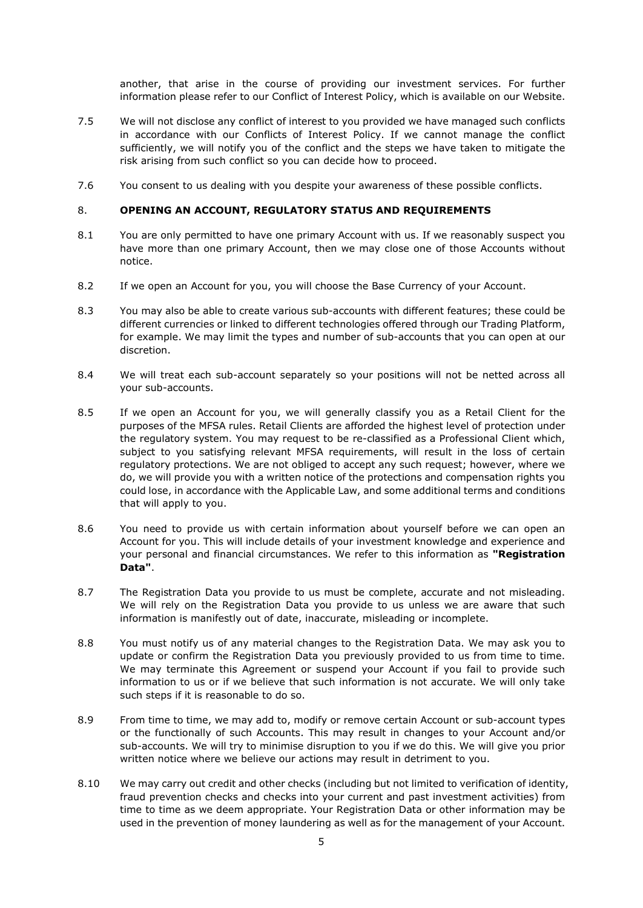another, that arise in the course of providing our investment services. For further information please refer to our Conflict of Interest Policy, which is available on our Website.

7.5 We will not disclose any conflict of interest to you provided we have managed such conflicts in accordance with our Conflicts of Interest Policy. If we cannot manage the conflict sufficiently, we will notify you of the conflict and the steps we have taken to mitigate the risk arising from such conflict so you can decide how to proceed.

7.6 You consent to us dealing with you despite your awareness of these possible conflicts.

## 8. OPENING AN ACCOUNT, REGULATORY STATUS AND REQUIREMENTS

8.1 You are only permitted to have one primary Account with us. If we reasonably suspect you have more than one primary Account, then we may close one of those Accounts without notice.

8.2 If we open an Account for you, you will choose the Base Currency of your Account.

8.3 You may also be able to create various sub-accounts with different features; these could be different currencies or linked to different technologies offered through our Trading Platform, for example. We may limit the types and number of sub-accounts that you can open at our discretion.

8.4 We will treat each sub-account separately so your positions will not be netted across all your sub-accounts.

8.5 If we open an Account for you, we will generally classify you as a Retail Client for the purposes of the MFSA rules. Retail Clients are afforded the highest level of protection under the regulatory system. You may request to be re-classified as a Professional Client which, subject to you satisfying relevant MFSA requirements, will result in the loss of certain regulatory protections. We are not obliged to accept any such request; however, where we do, we will provide you with a written notice of the protections and compensation rights you could lose, in accordance with the Applicable Law, and some additional terms and conditions that will apply to you.

8.6 You need to provide us with certain information about yourself before we can open an Account for you. This will include details of your investment knowledge and experience and your personal and financial circumstances. We refer to this information as **"Registration Data"**.

8.7 The Registration Data you provide to us must be complete, accurate and not misleading. We will rely on the Registration Data you provide to us unless we are aware that such information is manifestly out of date, inaccurate, misleading or incomplete.

8.8 You must notify us of any material changes to the Registration Data. We may ask you to update or confirm the Registration Data you previously provided to us from time to time. We may terminate this Agreement or suspend your Account if you fail to provide such information to us or if we believe that such information is not accurate. We will only take such steps if it is reasonable to do so.

8.9 From time to time, we may add to, modify or remove certain Account or sub-account types or the functionally of such Accounts. This may result in changes to your Account and/or sub-accounts. We will try to minimise disruption to you if we do this. We will give you prior written notice where we believe our actions may result in detriment to you.

8.10 We may carry out credit and other checks (including but not limited to verification of identity, fraud prevention checks and checks into your current and past investment activities) from time to time as we deem appropriate. Your Registration Data or other information may be used in the prevention of money laundering as well as for the management of your Account.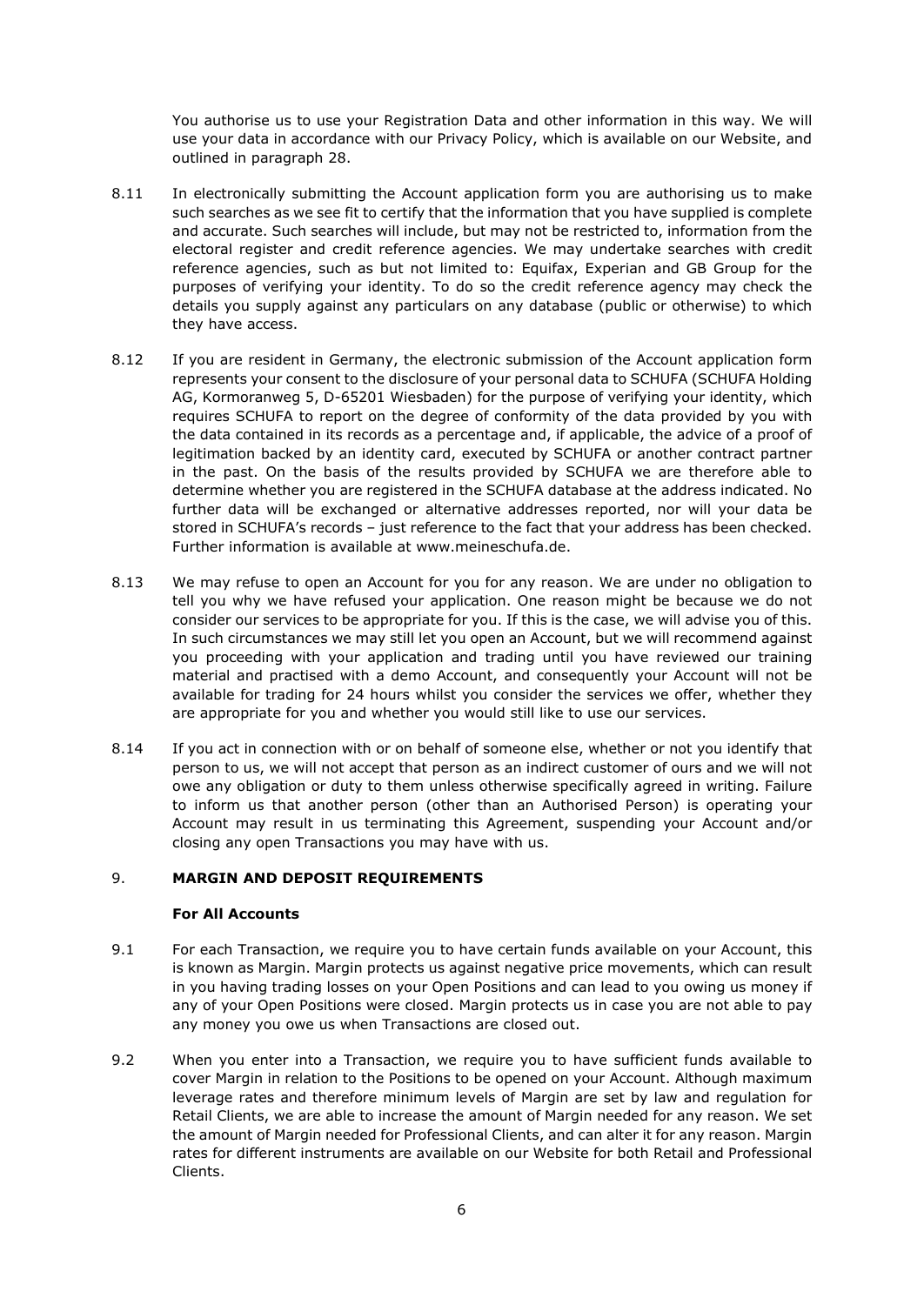You authorise us to use your Registration Data and other information in this way. We will use your data in accordance with our Privacy Policy, which is available on our Website, and outlined in paragraph 28.

8.11 In electronically submitting the Account application form you are authorising us to make such searches as we see fit to certify that the information that you have supplied is complete and accurate. Such searches will include, but may not be restricted to, information from the electoral register and credit reference agencies. We may undertake searches with credit reference agencies, such as but not limited to: Equifax, Experian and GB Group for the purposes of verifying your identity. To do so the credit reference agency may check the details you supply against any particulars on any database (public or otherwise) to which they have access.

8.12 If you are resident in Germany, the electronic submission of the Account application form represents your consent to the disclosure of your personal data to SCHUFA (SCHUFA Holding AG, Kormoranweg 5, D-65201 Wiesbaden) for the purpose of verifying your identity, which requires SCHUFA to report on the degree of conformity of the data provided by you with the data contained in its records as a percentage and, if applicable, the advice of a proof of legitimation backed by an identity card, executed by SCHUFA or another contract partner in the past. On the basis of the results provided by SCHUFA we are therefore able to determine whether you are registered in the SCHUFA database at the address indicated. No further data will be exchanged or alternative addresses reported, nor will your data be stored in SCHUFA's records – just reference to the fact that your address has been checked. Further information is available at www.meineschufa.de.

8.13 We may refuse to open an Account for you for any reason. We are under no obligation to tell you why we have refused your application. One reason might be because we do not consider our services to be appropriate for you. If this is the case, we will advise you of this. In such circumstances we may still let you open an Account, but we will recommend against you proceeding with your application and trading until you have reviewed our training material and practised with a demo Account, and consequently your Account will not be available for trading for 24 hours whilst you consider the services we offer, whether they are appropriate for you and whether you would still like to use our services.

8.14 If you act in connection with or on behalf of someone else, whether or not you identify that person to us, we will not accept that person as an indirect customer of ours and we will not owe any obligation or duty to them unless otherwise specifically agreed in writing. Failure to inform us that another person (other than an Authorised Person) is operating your Account may result in us terminating this Agreement, suspending your Account and/or closing any open Transactions you may have with us.

## 9. MARGIN AND DEPOSIT REQUIREMENTS

### For All Accounts

9.1 For each Transaction, we require you to have certain funds available on your Account, this is known as Margin. Margin protects us against negative price movements, which can result in you having trading losses on your Open Positions and can lead to you owing us money if any of your Open Positions were closed. Margin protects us in case you are not able to pay any money you owe us when Transactions are closed out.

9.2 When you enter into a Transaction, we require you to have sufficient funds available to cover Margin in relation to the Positions to be opened on your Account. Although maximum leverage rates and therefore minimum levels of Margin are set by law and regulation for Retail Clients, we are able to increase the amount of Margin needed for any reason. We set the amount of Margin needed for Professional Clients, and can alter it for any reason. Margin rates for different instruments are available on our Website for both Retail and Professional Clients.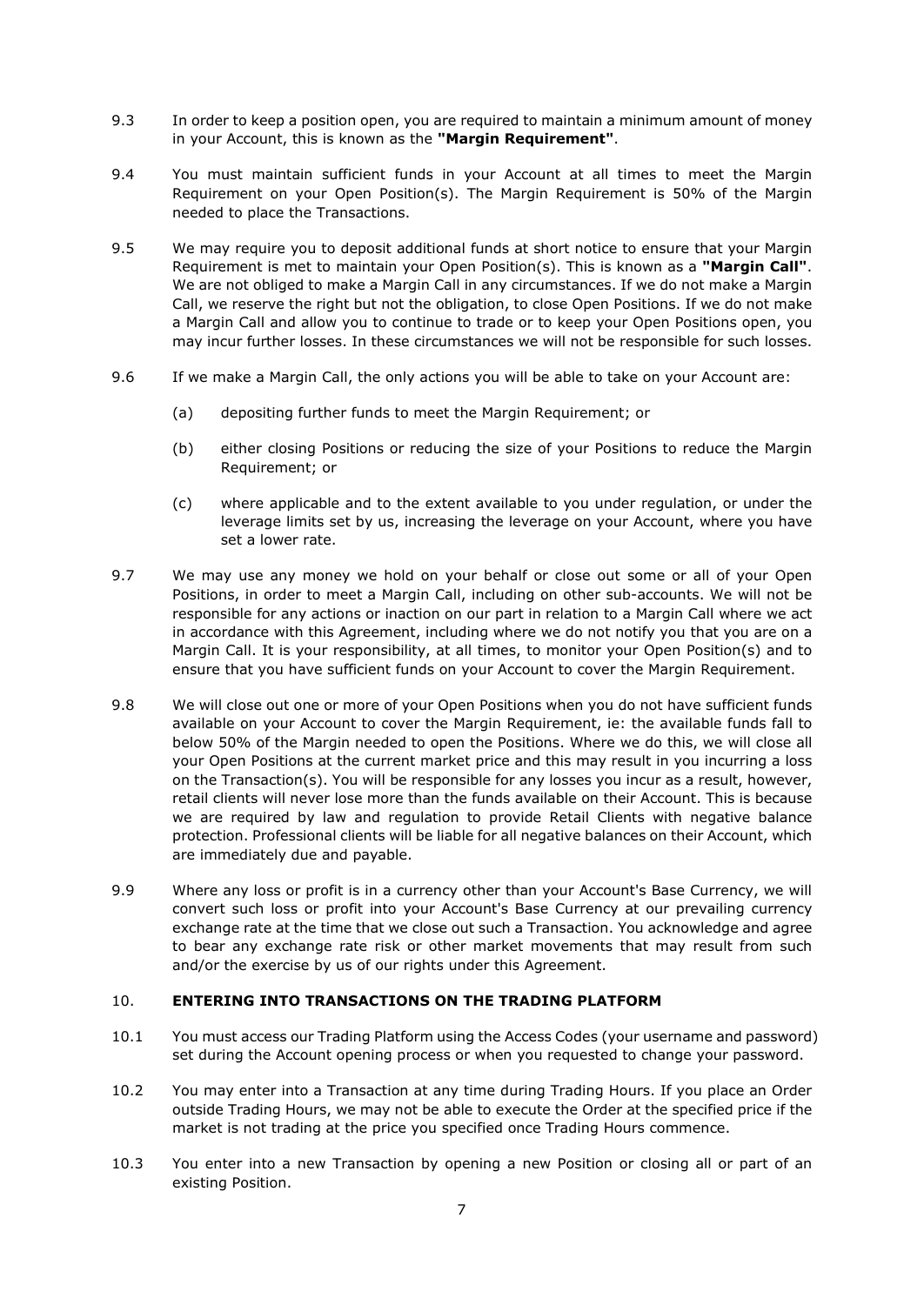9.3 In order to keep a position open, you are required to maintain a minimum amount of money in your Account, this is known as the **"Margin Requirement"**.

9.4 You must maintain sufficient funds in your Account at all times to meet the Margin Requirement on your Open Position(s). The Margin Requirement is 50% of the Margin needed to place the Transactions.

9.5 We may require you to deposit additional funds at short notice to ensure that your Margin Requirement is met to maintain your Open Position(s). This is known as a **"Margin Call"**. We are not obliged to make a Margin Call in any circumstances. If we do not make a Margin Call, we reserve the right but not the obligation, to close Open Positions. If we do not make a Margin Call and allow you to continue to trade or to keep your Open Positions open, you may incur further losses. In these circumstances we will not be responsible for such losses.

9.6 If we make a Margin Call, the only actions you will be able to take on your Account are:

(a) depositing further funds to meet the Margin Requirement; or

(b) either closing Positions or reducing the size of your Positions to reduce the Margin Requirement; or

(c) where applicable and to the extent available to you under regulation, or under the leverage limits set by us, increasing the leverage on your Account, where you have set a lower rate.

9.7 We may use any money we hold on your behalf or close out some or all of your Open Positions, in order to meet a Margin Call, including on other sub-accounts. We will not be responsible for any actions or inaction on our part in relation to a Margin Call where we act in accordance with this Agreement, including where we do not notify you that you are on a Margin Call. It is your responsibility, at all times, to monitor your Open Position(s) and to ensure that you have sufficient funds on your Account to cover the Margin Requirement.

9.8 We will close out one or more of your Open Positions when you do not have sufficient funds available on your Account to cover the Margin Requirement, ie: the available funds fall to below 50% of the Margin needed to open the Positions. Where we do this, we will close all your Open Positions at the current market price and this may result in you incurring a loss on the Transaction(s). You will be responsible for any losses you incur as a result, however, retail clients will never lose more than the funds available on their Account. This is because we are required by law and regulation to provide Retail Clients with negative balance protection. Professional clients will be liable for all negative balances on their Account, which are immediately due and payable.

9.9 Where any loss or profit is in a currency other than your Account's Base Currency, we will convert such loss or profit into your Account's Base Currency at our prevailing currency exchange rate at the time that we close out such a Transaction. You acknowledge and agree to bear any exchange rate risk or other market movements that may result from such and/or the exercise by us of our rights under this Agreement.

## 10. ENTERING INTO TRANSACTIONS ON THE TRADING PLATFORM

10.1 You must access our Trading Platform using the Access Codes (your username and password) set during the Account opening process or when you requested to change your password.

10.2 You may enter into a Transaction at any time during Trading Hours. If you place an Order outside Trading Hours, we may not be able to execute the Order at the specified price if the market is not trading at the price you specified once Trading Hours commence.

10.3 You enter into a new Transaction by opening a new Position or closing all or part of an existing Position.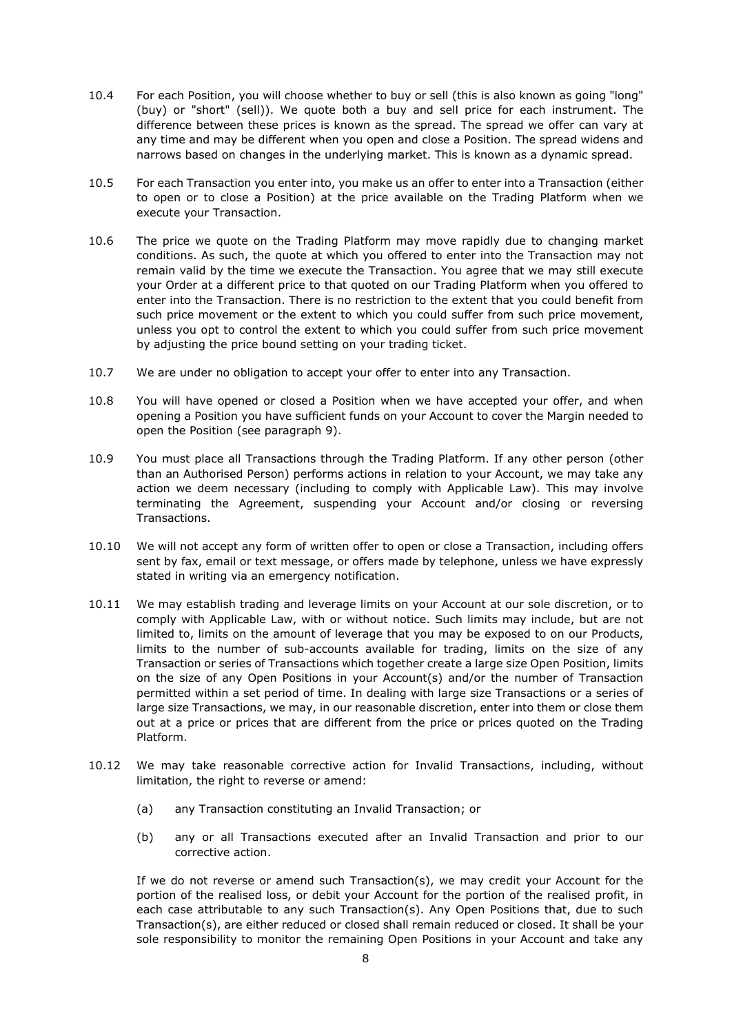10.4 For each Position, you will choose whether to buy or sell (this is also known as going "long" (buy) or "short" (sell)). We quote both a buy and sell price for each instrument. The difference between these prices is known as the spread. The spread we offer can vary at any time and may be different when you open and close a Position. The spread widens and narrows based on changes in the underlying market. This is known as a dynamic spread.

10.5 For each Transaction you enter into, you make us an offer to enter into a Transaction (either to open or to close a Position) at the price available on the Trading Platform when we execute your Transaction.

10.6 The price we quote on the Trading Platform may move rapidly due to changing market conditions. As such, the quote at which you offered to enter into the Transaction may not remain valid by the time we execute the Transaction. You agree that we may still execute your Order at a different price to that quoted on our Trading Platform when you offered to enter into the Transaction. There is no restriction to the extent that you could benefit from such price movement or the extent to which you could suffer from such price movement, unless you opt to control the extent to which you could suffer from such price movement by adjusting the price bound setting on your trading ticket.

10.7 We are under no obligation to accept your offer to enter into any Transaction.

10.8 You will have opened or closed a Position when we have accepted your offer, and when opening a Position you have sufficient funds on your Account to cover the Margin needed to open the Position (see paragraph 9).

10.9 You must place all Transactions through the Trading Platform. If any other person (other than an Authorised Person) performs actions in relation to your Account, we may take any action we deem necessary (including to comply with Applicable Law). This may involve terminating the Agreement, suspending your Account and/or closing or reversing Transactions.

10.10 We will not accept any form of written offer to open or close a Transaction, including offers sent by fax, email or text message, or offers made by telephone, unless we have expressly stated in writing via an emergency notification.

10.11 We may establish trading and leverage limits on your Account at our sole discretion, or to comply with Applicable Law, with or without notice. Such limits may include, but are not limited to, limits on the amount of leverage that you may be exposed to on our Products, limits to the number of sub-accounts available for trading, limits on the size of any Transaction or series of Transactions which together create a large size Open Position, limits on the size of any Open Positions in your Account(s) and/or the number of Transaction permitted within a set period of time. In dealing with large size Transactions or a series of large size Transactions, we may, in our reasonable discretion, enter into them or close them out at a price or prices that are different from the price or prices quoted on the Trading Platform.

10.12 We may take reasonable corrective action for Invalid Transactions, including, without limitation, the right to reverse or amend:

(a) any Transaction constituting an Invalid Transaction; or

(b) any or all Transactions executed after an Invalid Transaction and prior to our corrective action.

If we do not reverse or amend such Transaction(s), we may credit your Account for the portion of the realised loss, or debit your Account for the portion of the realised profit, in each case attributable to any such Transaction(s). Any Open Positions that, due to such Transaction(s), are either reduced or closed shall remain reduced or closed. It shall be your sole responsibility to monitor the remaining Open Positions in your Account and take any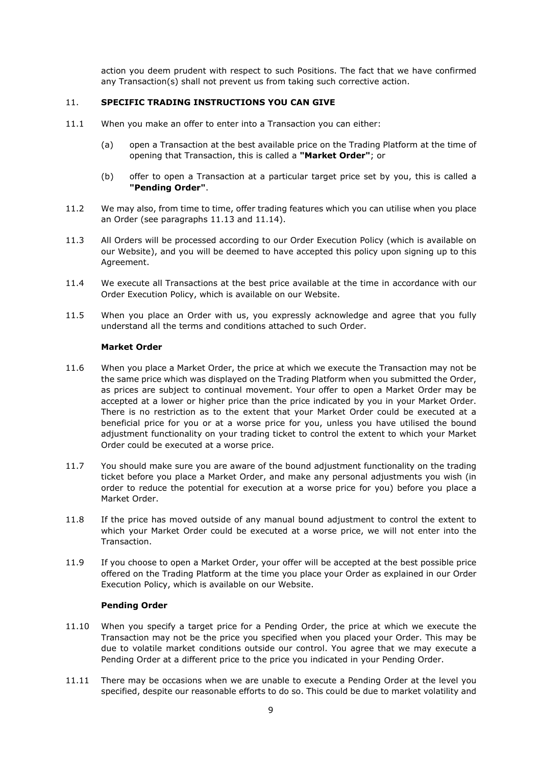action you deem prudent with respect to such Positions. The fact that we have confirmed any Transaction(s) shall not prevent us from taking such corrective action.

## 11. SPECIFIC TRADING INSTRUCTIONS YOU CAN GIVE

11.1 When you make an offer to enter into a Transaction you can either:

(a) open a Transaction at the best available price on the Trading Platform at the time of opening that Transaction, this is called a **"Market Order"**; or

(b) offer to open a Transaction at a particular target price set by you, this is called a **"Pending Order"**.

11.2 We may also, from time to time, offer trading features which you can utilise when you place an Order (see paragraphs 11.13 and 11.14).

11.3 All Orders will be processed according to our Order Execution Policy (which is available on our Website), and you will be deemed to have accepted this policy upon signing up to this Agreement.

11.4 We execute all Transactions at the best price available at the time in accordance with our Order Execution Policy, which is available on our Website.

11.5 When you place an Order with us, you expressly acknowledge and agree that you fully understand all the terms and conditions attached to such Order.

**Market Order**

11.6 When you place a Market Order, the price at which we execute the Transaction may not be the same price which was displayed on the Trading Platform when you submitted the Order, as prices are subject to continual movement. Your offer to open a Market Order may be accepted at a lower or higher price than the price indicated by you in your Market Order. There is no restriction as to the extent that your Market Order could be executed at a beneficial price for you or at a worse price for you, unless you have utilised the bound adjustment functionality on your trading ticket to control the extent to which your Market Order could be executed at a worse price.

11.7 You should make sure you are aware of the bound adjustment functionality on the trading ticket before you place a Market Order, and make any personal adjustments you wish (in order to reduce the potential for execution at a worse price for you) before you place a Market Order.

11.8 If the price has moved outside of any manual bound adjustment to control the extent to which your Market Order could be executed at a worse price, we will not enter into the Transaction.

11.9 If you choose to open a Market Order, your offer will be accepted at the best possible price offered on the Trading Platform at the time you place your Order as explained in our Order Execution Policy, which is available on our Website.

**Pending Order**

11.10 When you specify a target price for a Pending Order, the price at which we execute the Transaction may not be the price you specified when you placed your Order. This may be due to volatile market conditions outside our control. You agree that we may execute a Pending Order at a different price to the price you indicated in your Pending Order.

11.11 There may be occasions when we are unable to execute a Pending Order at the level you specified, despite our reasonable efforts to do so. This could be due to market volatility and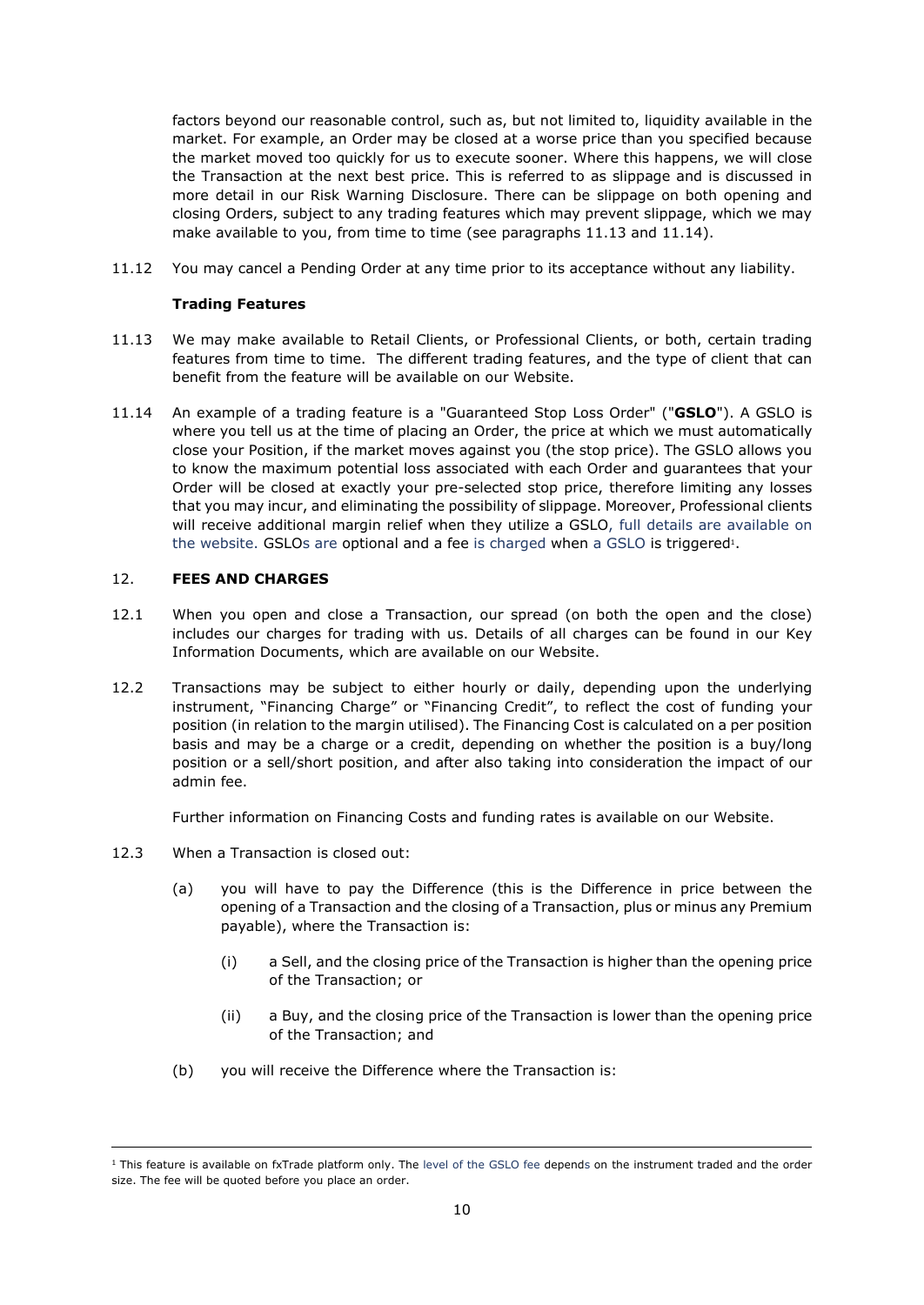factors beyond our reasonable control, such as, but not limited to, liquidity available in the market. For example, an Order may be closed at a worse price than you specified because the market moved too quickly for us to execute sooner. Where this happens, we will close the Transaction at the next best price. This is referred to as slippage and is discussed in more detail in our Risk Warning Disclosure. There can be slippage on both opening and closing Orders, subject to any trading features which may prevent slippage, which we may make available to you, from time to time (see paragraphs 11.13 and 11.14).

11.12 You may cancel a Pending Order at any time prior to its acceptance without any liability.

**Trading Features**

11.13 We may make available to Retail Clients, or Professional Clients, or both, certain trading features from time to time. The different trading features, and the type of client that can benefit from the feature will be available on our Website.

11.14 An example of a trading feature is a "Guaranteed Stop Loss Order" ("**GSLO**"). A GSLO is where you tell us at the time of placing an Order, the price at which we must automatically close your Position, if the market moves against you (the stop price). The GSLO allows you to know the maximum potential loss associated with each Order and guarantees that your Order will be closed at exactly your pre-selected stop price, therefore limiting any losses that you may incur, and eliminating the possibility of slippage. Moreover, Professional clients will receive additional margin relief when they utilize a GSLO, full details are available on the website. GSLOs are optional and a fee is charged when a GSLO is triggered[1].

## 12. FEES AND CHARGES

12.1 When you open and close a Transaction, our spread (on both the open and the close) includes our charges for trading with us. Details of all charges can be found in our Key Information Documents, which are available on our Website.

12.2 Transactions may be subject to either hourly or daily, depending upon the underlying instrument, "Financing Charge" or "Financing Credit", to reflect the cost of funding your position (in relation to the margin utilised). The Financing Cost is calculated on a per position basis and may be a charge or a credit, depending on whether the position is a buy/long position or a sell/short position, and after also taking into consideration the impact of our admin fee.

Further information on Financing Costs and funding rates is available on our Website.

12.3 When a Transaction is closed out:

(a) you will have to pay the Difference (this is the Difference in price between the opening of a Transaction and the closing of a Transaction, plus or minus any Premium payable), where the Transaction is:

(i) a Sell, and the closing price of the Transaction is higher than the opening price of the Transaction; or

(ii) a Buy, and the closing price of the Transaction is lower than the opening price of the Transaction; and

(b) you will receive the Difference where the Transaction is:

---

[1] This feature is available on fxTrade platform only. The level of the GSLO fee depends on the instrument traded and the order size. The fee will be quoted before you place an order.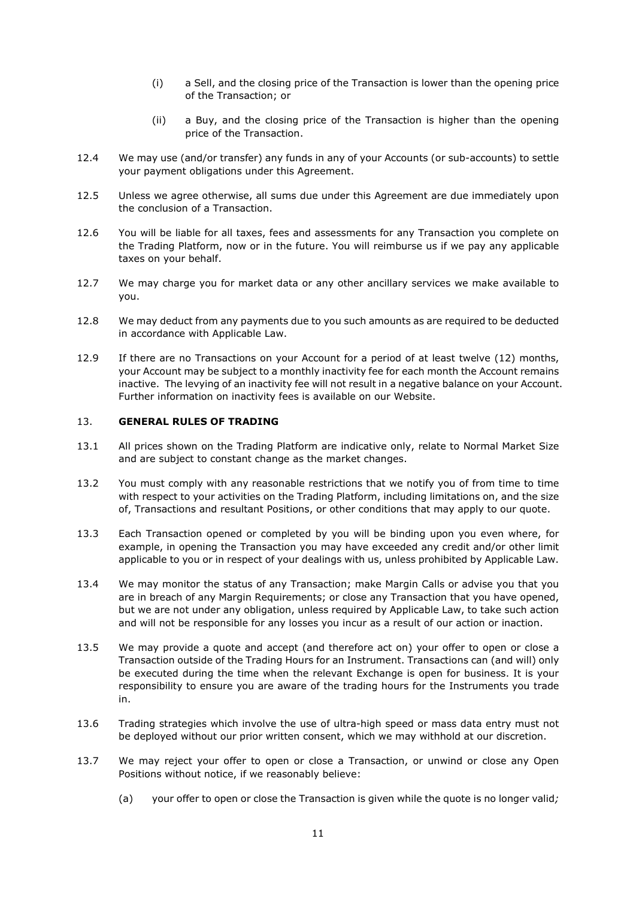(i) a Sell, and the closing price of the Transaction is lower than the opening price of the Transaction; or

(ii) a Buy, and the closing price of the Transaction is higher than the opening price of the Transaction.

12.4 We may use (and/or transfer) any funds in any of your Accounts (or sub-accounts) to settle your payment obligations under this Agreement.

12.5 Unless we agree otherwise, all sums due under this Agreement are due immediately upon the conclusion of a Transaction.

12.6 You will be liable for all taxes, fees and assessments for any Transaction you complete on the Trading Platform, now or in the future. You will reimburse us if we pay any applicable taxes on your behalf.

12.7 We may charge you for market data or any other ancillary services we make available to you.

12.8 We may deduct from any payments due to you such amounts as are required to be deducted in accordance with Applicable Law.

12.9 If there are no Transactions on your Account for a period of at least twelve (12) months, your Account may be subject to a monthly inactivity fee for each month the Account remains inactive. The levying of an inactivity fee will not result in a negative balance on your Account. Further information on inactivity fees is available on our Website.

## 13. GENERAL RULES OF TRADING

13.1 All prices shown on the Trading Platform are indicative only, relate to Normal Market Size and are subject to constant change as the market changes.

13.2 You must comply with any reasonable restrictions that we notify you of from time to time with respect to your activities on the Trading Platform, including limitations on, and the size of, Transactions and resultant Positions, or other conditions that may apply to our quote.

13.3 Each Transaction opened or completed by you will be binding upon you even where, for example, in opening the Transaction you may have exceeded any credit and/or other limit applicable to you or in respect of your dealings with us, unless prohibited by Applicable Law.

13.4 We may monitor the status of any Transaction; make Margin Calls or advise you that you are in breach of any Margin Requirements; or close any Transaction that you have opened, but we are not under any obligation, unless required by Applicable Law, to take such action and will not be responsible for any losses you incur as a result of our action or inaction.

13.5 We may provide a quote and accept (and therefore act on) your offer to open or close a Transaction outside of the Trading Hours for an Instrument. Transactions can (and will) only be executed during the time when the relevant Exchange is open for business. It is your responsibility to ensure you are aware of the trading hours for the Instruments you trade in.

13.6 Trading strategies which involve the use of ultra-high speed or mass data entry must not be deployed without our prior written consent, which we may withhold at our discretion.

13.7 We may reject your offer to open or close a Transaction, or unwind or close any Open Positions without notice, if we reasonably believe:

(a) your offer to open or close the Transaction is given while the quote is no longer valid*;*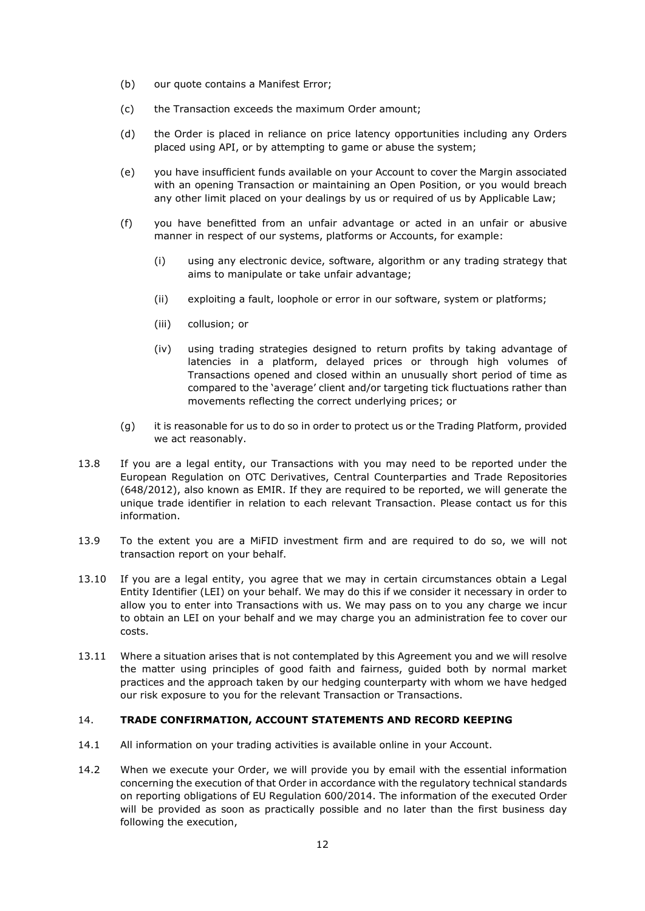(b) our quote contains a Manifest Error;

(c) the Transaction exceeds the maximum Order amount;

(d) the Order is placed in reliance on price latency opportunities including any Orders placed using API, or by attempting to game or abuse the system;

(e) you have insufficient funds available on your Account to cover the Margin associated with an opening Transaction or maintaining an Open Position, or you would breach any other limit placed on your dealings by us or required of us by Applicable Law;

(f) you have benefitted from an unfair advantage or acted in an unfair or abusive manner in respect of our systems, platforms or Accounts, for example:

  (i) using any electronic device, software, algorithm or any trading strategy that aims to manipulate or take unfair advantage;

  (ii) exploiting a fault, loophole or error in our software, system or platforms;

  (iii) collusion; or

  (iv) using trading strategies designed to return profits by taking advantage of latencies in a platform, delayed prices or through high volumes of Transactions opened and closed within an unusually short period of time as compared to the 'average' client and/or targeting tick fluctuations rather than movements reflecting the correct underlying prices; or

(g) it is reasonable for us to do so in order to protect us or the Trading Platform, provided we act reasonably.

13.8 If you are a legal entity, our Transactions with you may need to be reported under the European Regulation on OTC Derivatives, Central Counterparties and Trade Repositories (648/2012), also known as EMIR. If they are required to be reported, we will generate the unique trade identifier in relation to each relevant Transaction. Please contact us for this information.

13.9 To the extent you are a MiFID investment firm and are required to do so, we will not transaction report on your behalf.

13.10 If you are a legal entity, you agree that we may in certain circumstances obtain a Legal Entity Identifier (LEI) on your behalf. We may do this if we consider it necessary in order to allow you to enter into Transactions with us. We may pass on to you any charge we incur to obtain an LEI on your behalf and we may charge you an administration fee to cover our costs.

13.11 Where a situation arises that is not contemplated by this Agreement you and we will resolve the matter using principles of good faith and fairness, guided both by normal market practices and the approach taken by our hedging counterparty with whom we have hedged our risk exposure to you for the relevant Transaction or Transactions.

## 14. TRADE CONFIRMATION, ACCOUNT STATEMENTS AND RECORD KEEPING

14.1 All information on your trading activities is available online in your Account.

14.2 When we execute your Order, we will provide you by email with the essential information concerning the execution of that Order in accordance with the regulatory technical standards on reporting obligations of EU Regulation 600/2014. The information of the executed Order will be provided as soon as practically possible and no later than the first business day following the execution,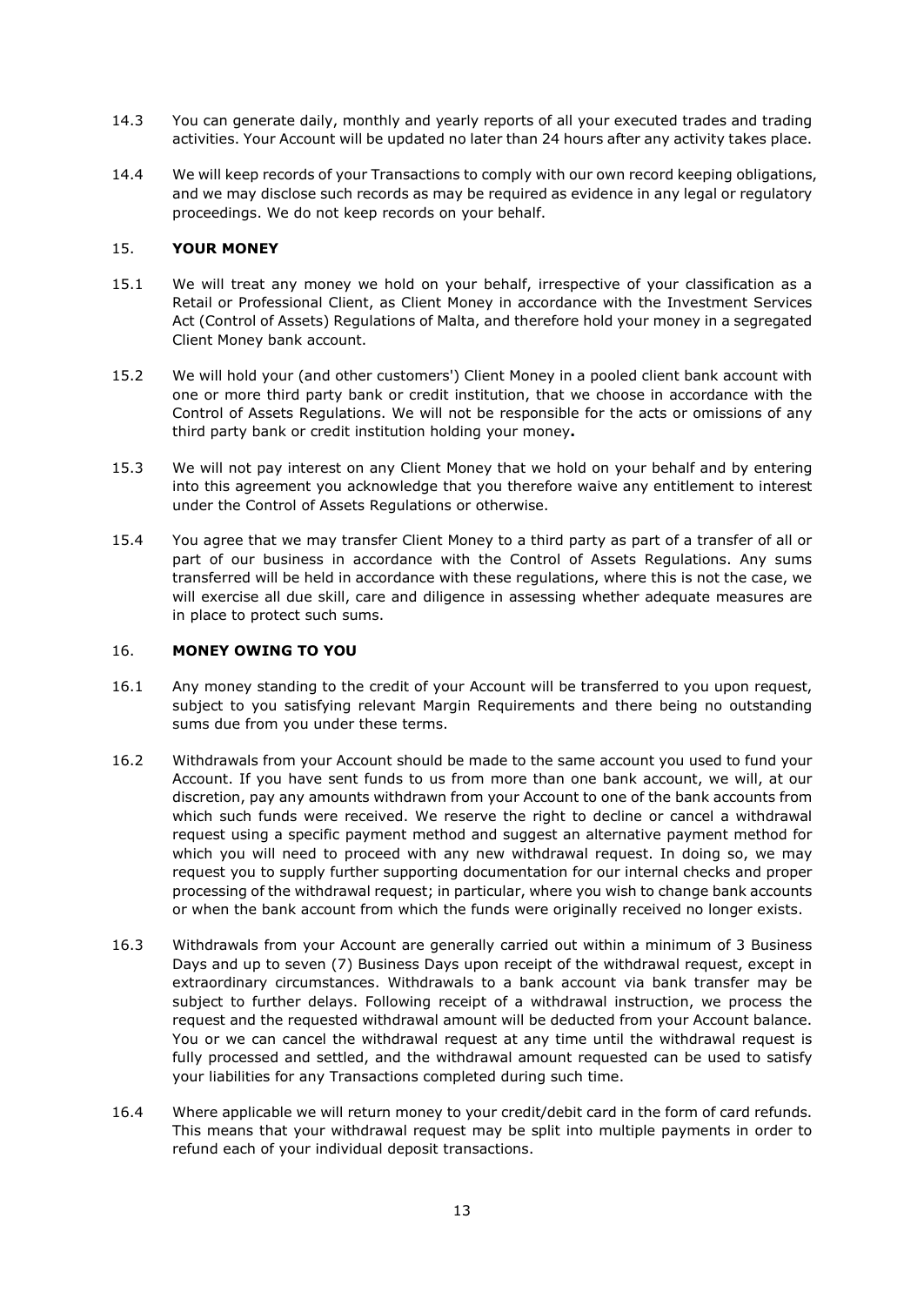14.3 You can generate daily, monthly and yearly reports of all your executed trades and trading activities. Your Account will be updated no later than 24 hours after any activity takes place.

14.4 We will keep records of your Transactions to comply with our own record keeping obligations, and we may disclose such records as may be required as evidence in any legal or regulatory proceedings. We do not keep records on your behalf.

## 15. YOUR MONEY

15.1 We will treat any money we hold on your behalf, irrespective of your classification as a Retail or Professional Client, as Client Money in accordance with the Investment Services Act (Control of Assets) Regulations of Malta, and therefore hold your money in a segregated Client Money bank account.

15.2 We will hold your (and other customers') Client Money in a pooled client bank account with one or more third party bank or credit institution, that we choose in accordance with the Control of Assets Regulations. We will not be responsible for the acts or omissions of any third party bank or credit institution holding your money**.**

15.3 We will not pay interest on any Client Money that we hold on your behalf and by entering into this agreement you acknowledge that you therefore waive any entitlement to interest under the Control of Assets Regulations or otherwise.

15.4 You agree that we may transfer Client Money to a third party as part of a transfer of all or part of our business in accordance with the Control of Assets Regulations. Any sums transferred will be held in accordance with these regulations, where this is not the case, we will exercise all due skill, care and diligence in assessing whether adequate measures are in place to protect such sums.

## 16. MONEY OWING TO YOU

16.1 Any money standing to the credit of your Account will be transferred to you upon request, subject to you satisfying relevant Margin Requirements and there being no outstanding sums due from you under these terms.

16.2 Withdrawals from your Account should be made to the same account you used to fund your Account. If you have sent funds to us from more than one bank account, we will, at our discretion, pay any amounts withdrawn from your Account to one of the bank accounts from which such funds were received. We reserve the right to decline or cancel a withdrawal request using a specific payment method and suggest an alternative payment method for which you will need to proceed with any new withdrawal request. In doing so, we may request you to supply further supporting documentation for our internal checks and proper processing of the withdrawal request; in particular, where you wish to change bank accounts or when the bank account from which the funds were originally received no longer exists.

16.3 Withdrawals from your Account are generally carried out within a minimum of 3 Business Days and up to seven (7) Business Days upon receipt of the withdrawal request, except in extraordinary circumstances. Withdrawals to a bank account via bank transfer may be subject to further delays. Following receipt of a withdrawal instruction, we process the request and the requested withdrawal amount will be deducted from your Account balance. You or we can cancel the withdrawal request at any time until the withdrawal request is fully processed and settled, and the withdrawal amount requested can be used to satisfy your liabilities for any Transactions completed during such time.

16.4 Where applicable we will return money to your credit/debit card in the form of card refunds. This means that your withdrawal request may be split into multiple payments in order to refund each of your individual deposit transactions.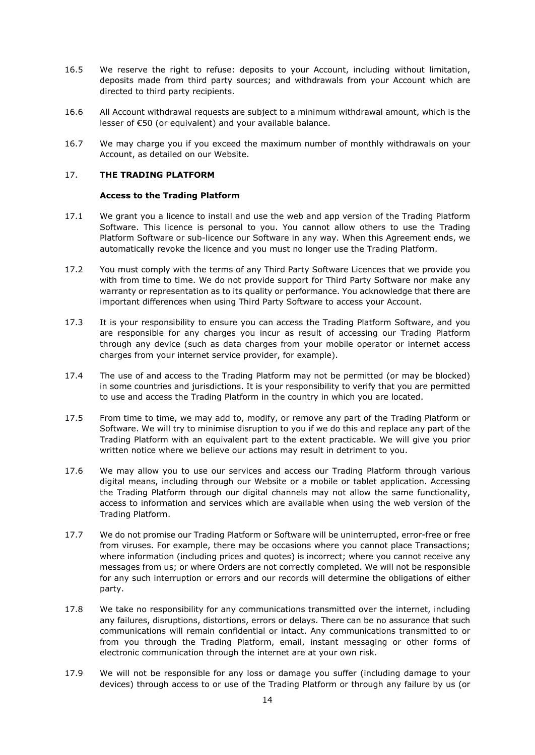16.5 We reserve the right to refuse: deposits to your Account, including without limitation, deposits made from third party sources; and withdrawals from your Account which are directed to third party recipients.

16.6 All Account withdrawal requests are subject to a minimum withdrawal amount, which is the lesser of €50 (or equivalent) and your available balance.

16.7 We may charge you if you exceed the maximum number of monthly withdrawals on your Account, as detailed on our Website.

## 17. THE TRADING PLATFORM

### Access to the Trading Platform

17.1 We grant you a licence to install and use the web and app version of the Trading Platform Software. This licence is personal to you. You cannot allow others to use the Trading Platform Software or sub-licence our Software in any way. When this Agreement ends, we automatically revoke the licence and you must no longer use the Trading Platform.

17.2 You must comply with the terms of any Third Party Software Licences that we provide you with from time to time. We do not provide support for Third Party Software nor make any warranty or representation as to its quality or performance. You acknowledge that there are important differences when using Third Party Software to access your Account.

17.3 It is your responsibility to ensure you can access the Trading Platform Software, and you are responsible for any charges you incur as result of accessing our Trading Platform through any device (such as data charges from your mobile operator or internet access charges from your internet service provider, for example).

17.4 The use of and access to the Trading Platform may not be permitted (or may be blocked) in some countries and jurisdictions. It is your responsibility to verify that you are permitted to use and access the Trading Platform in the country in which you are located.

17.5 From time to time, we may add to, modify, or remove any part of the Trading Platform or Software. We will try to minimise disruption to you if we do this and replace any part of the Trading Platform with an equivalent part to the extent practicable. We will give you prior written notice where we believe our actions may result in detriment to you.

17.6 We may allow you to use our services and access our Trading Platform through various digital means, including through our Website or a mobile or tablet application. Accessing the Trading Platform through our digital channels may not allow the same functionality, access to information and services which are available when using the web version of the Trading Platform.

17.7 We do not promise our Trading Platform or Software will be uninterrupted, error-free or free from viruses. For example, there may be occasions where you cannot place Transactions; where information (including prices and quotes) is incorrect; where you cannot receive any messages from us; or where Orders are not correctly completed. We will not be responsible for any such interruption or errors and our records will determine the obligations of either party.

17.8 We take no responsibility for any communications transmitted over the internet, including any failures, disruptions, distortions, errors or delays. There can be no assurance that such communications will remain confidential or intact. Any communications transmitted to or from you through the Trading Platform, email, instant messaging or other forms of electronic communication through the internet are at your own risk.

17.9 We will not be responsible for any loss or damage you suffer (including damage to your devices) through access to or use of the Trading Platform or through any failure by us (or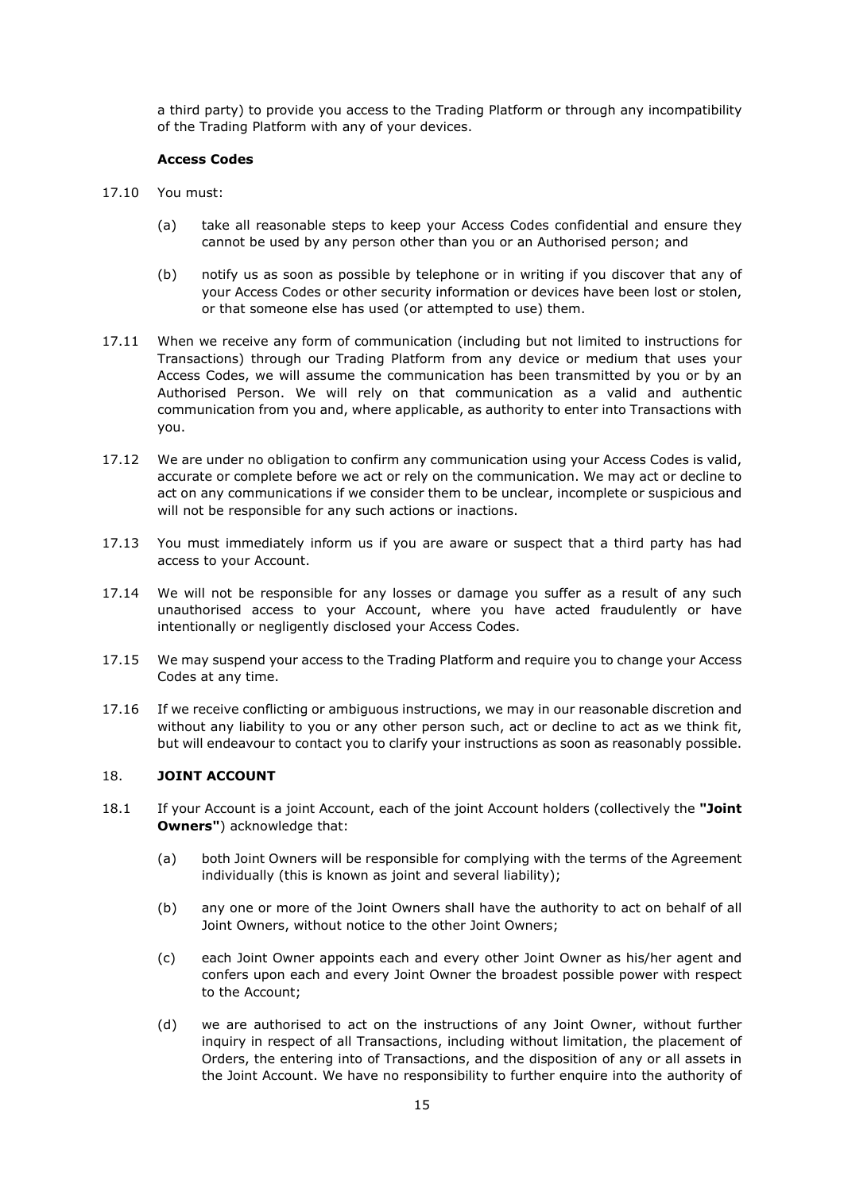a third party) to provide you access to the Trading Platform or through any incompatibility of the Trading Platform with any of your devices.

**Access Codes**

17.10 You must:

(a) take all reasonable steps to keep your Access Codes confidential and ensure they cannot be used by any person other than you or an Authorised person; and

(b) notify us as soon as possible by telephone or in writing if you discover that any of your Access Codes or other security information or devices have been lost or stolen, or that someone else has used (or attempted to use) them.

17.11 When we receive any form of communication (including but not limited to instructions for Transactions) through our Trading Platform from any device or medium that uses your Access Codes, we will assume the communication has been transmitted by you or by an Authorised Person. We will rely on that communication as a valid and authentic communication from you and, where applicable, as authority to enter into Transactions with you.

17.12 We are under no obligation to confirm any communication using your Access Codes is valid, accurate or complete before we act or rely on the communication. We may act or decline to act on any communications if we consider them to be unclear, incomplete or suspicious and will not be responsible for any such actions or inactions.

17.13 You must immediately inform us if you are aware or suspect that a third party has had access to your Account.

17.14 We will not be responsible for any losses or damage you suffer as a result of any such unauthorised access to your Account, where you have acted fraudulently or have intentionally or negligently disclosed your Access Codes.

17.15 We may suspend your access to the Trading Platform and require you to change your Access Codes at any time.

17.16 If we receive conflicting or ambiguous instructions, we may in our reasonable discretion and without any liability to you or any other person such, act or decline to act as we think fit, but will endeavour to contact you to clarify your instructions as soon as reasonably possible.

## 18. JOINT ACCOUNT

18.1 If your Account is a joint Account, each of the joint Account holders (collectively the **"Joint Owners"**) acknowledge that:

(a) both Joint Owners will be responsible for complying with the terms of the Agreement individually (this is known as joint and several liability);

(b) any one or more of the Joint Owners shall have the authority to act on behalf of all Joint Owners, without notice to the other Joint Owners;

(c) each Joint Owner appoints each and every other Joint Owner as his/her agent and confers upon each and every Joint Owner the broadest possible power with respect to the Account;

(d) we are authorised to act on the instructions of any Joint Owner, without further inquiry in respect of all Transactions, including without limitation, the placement of Orders, the entering into of Transactions, and the disposition of any or all assets in the Joint Account. We have no responsibility to further enquire into the authority of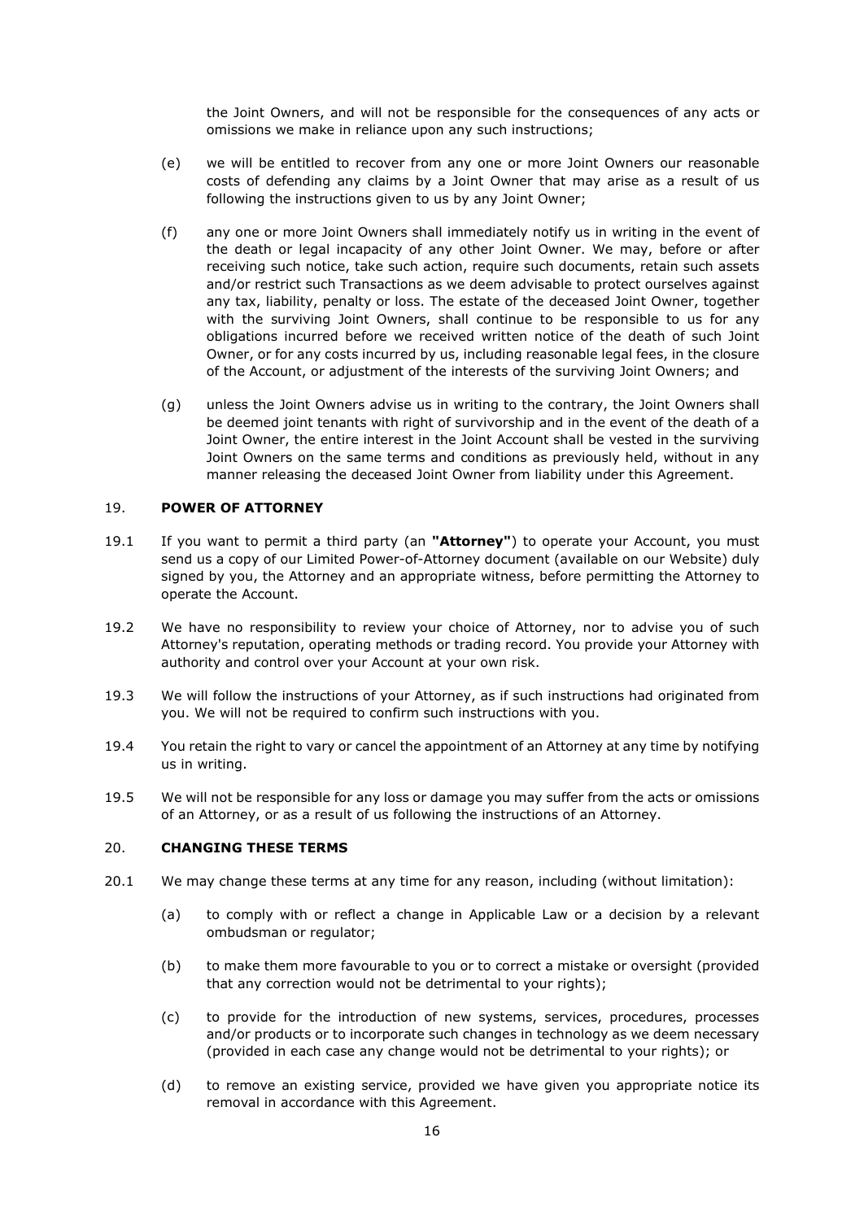the Joint Owners, and will not be responsible for the consequences of any acts or omissions we make in reliance upon any such instructions;

(e) we will be entitled to recover from any one or more Joint Owners our reasonable costs of defending any claims by a Joint Owner that may arise as a result of us following the instructions given to us by any Joint Owner;

(f) any one or more Joint Owners shall immediately notify us in writing in the event of the death or legal incapacity of any other Joint Owner. We may, before or after receiving such notice, take such action, require such documents, retain such assets and/or restrict such Transactions as we deem advisable to protect ourselves against any tax, liability, penalty or loss. The estate of the deceased Joint Owner, together with the surviving Joint Owners, shall continue to be responsible to us for any obligations incurred before we received written notice of the death of such Joint Owner, or for any costs incurred by us, including reasonable legal fees, in the closure of the Account, or adjustment of the interests of the surviving Joint Owners; and

(g) unless the Joint Owners advise us in writing to the contrary, the Joint Owners shall be deemed joint tenants with right of survivorship and in the event of the death of a Joint Owner, the entire interest in the Joint Account shall be vested in the surviving Joint Owners on the same terms and conditions as previously held, without in any manner releasing the deceased Joint Owner from liability under this Agreement.

## 19. POWER OF ATTORNEY

19.1 If you want to permit a third party (an **"Attorney"**) to operate your Account, you must send us a copy of our Limited Power-of-Attorney document (available on our Website) duly signed by you, the Attorney and an appropriate witness, before permitting the Attorney to operate the Account.

19.2 We have no responsibility to review your choice of Attorney, nor to advise you of such Attorney's reputation, operating methods or trading record. You provide your Attorney with authority and control over your Account at your own risk.

19.3 We will follow the instructions of your Attorney, as if such instructions had originated from you. We will not be required to confirm such instructions with you.

19.4 You retain the right to vary or cancel the appointment of an Attorney at any time by notifying us in writing.

19.5 We will not be responsible for any loss or damage you may suffer from the acts or omissions of an Attorney, or as a result of us following the instructions of an Attorney.

## 20. CHANGING THESE TERMS

20.1 We may change these terms at any time for any reason, including (without limitation):

(a) to comply with or reflect a change in Applicable Law or a decision by a relevant ombudsman or regulator;

(b) to make them more favourable to you or to correct a mistake or oversight (provided that any correction would not be detrimental to your rights);

(c) to provide for the introduction of new systems, services, procedures, processes and/or products or to incorporate such changes in technology as we deem necessary (provided in each case any change would not be detrimental to your rights); or

(d) to remove an existing service, provided we have given you appropriate notice its removal in accordance with this Agreement.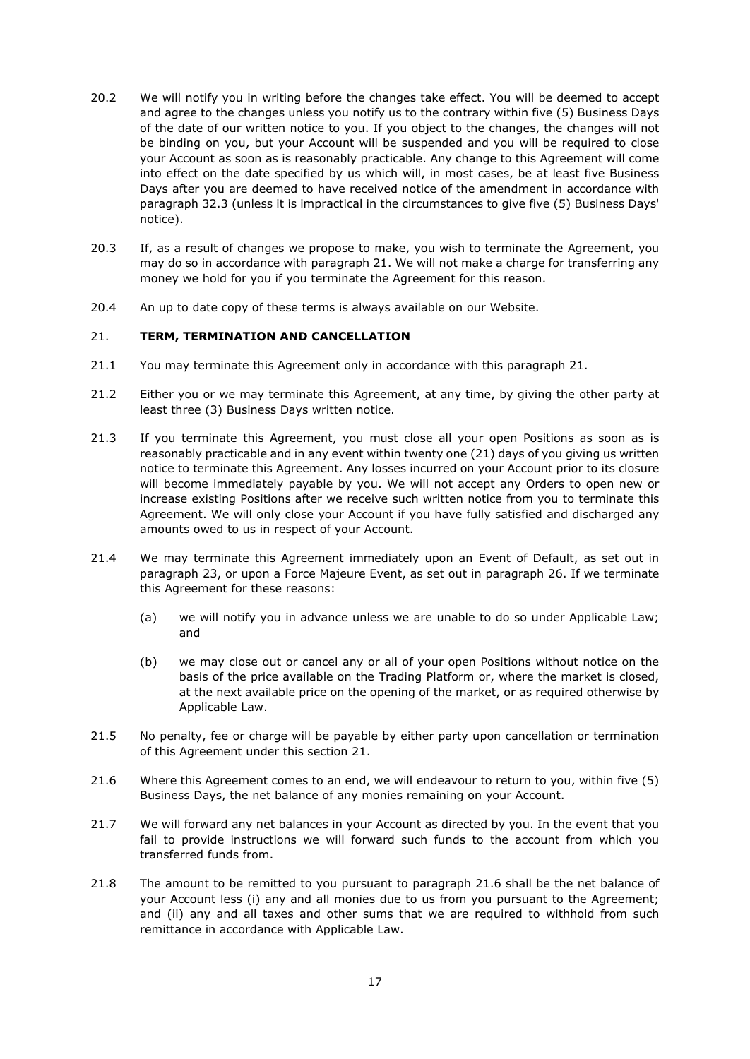20.2 We will notify you in writing before the changes take effect. You will be deemed to accept and agree to the changes unless you notify us to the contrary within five (5) Business Days of the date of our written notice to you. If you object to the changes, the changes will not be binding on you, but your Account will be suspended and you will be required to close your Account as soon as is reasonably practicable. Any change to this Agreement will come into effect on the date specified by us which will, in most cases, be at least five Business Days after you are deemed to have received notice of the amendment in accordance with paragraph 32.3 (unless it is impractical in the circumstances to give five (5) Business Days' notice).

20.3 If, as a result of changes we propose to make, you wish to terminate the Agreement, you may do so in accordance with paragraph 21. We will not make a charge for transferring any money we hold for you if you terminate the Agreement for this reason.

20.4 An up to date copy of these terms is always available on our Website.

## 21. TERM, TERMINATION AND CANCELLATION

21.1 You may terminate this Agreement only in accordance with this paragraph 21.

21.2 Either you or we may terminate this Agreement, at any time, by giving the other party at least three (3) Business Days written notice.

21.3 If you terminate this Agreement, you must close all your open Positions as soon as is reasonably practicable and in any event within twenty one (21) days of you giving us written notice to terminate this Agreement. Any losses incurred on your Account prior to its closure will become immediately payable by you. We will not accept any Orders to open new or increase existing Positions after we receive such written notice from you to terminate this Agreement. We will only close your Account if you have fully satisfied and discharged any amounts owed to us in respect of your Account.

21.4 We may terminate this Agreement immediately upon an Event of Default, as set out in paragraph 23, or upon a Force Majeure Event, as set out in paragraph 26. If we terminate this Agreement for these reasons:

(a) we will notify you in advance unless we are unable to do so under Applicable Law; and

(b) we may close out or cancel any or all of your open Positions without notice on the basis of the price available on the Trading Platform or, where the market is closed, at the next available price on the opening of the market, or as required otherwise by Applicable Law.

21.5 No penalty, fee or charge will be payable by either party upon cancellation or termination of this Agreement under this section 21.

21.6 Where this Agreement comes to an end, we will endeavour to return to you, within five (5) Business Days, the net balance of any monies remaining on your Account.

21.7 We will forward any net balances in your Account as directed by you. In the event that you fail to provide instructions we will forward such funds to the account from which you transferred funds from.

21.8 The amount to be remitted to you pursuant to paragraph 21.6 shall be the net balance of your Account less (i) any and all monies due to us from you pursuant to the Agreement; and (ii) any and all taxes and other sums that we are required to withhold from such remittance in accordance with Applicable Law.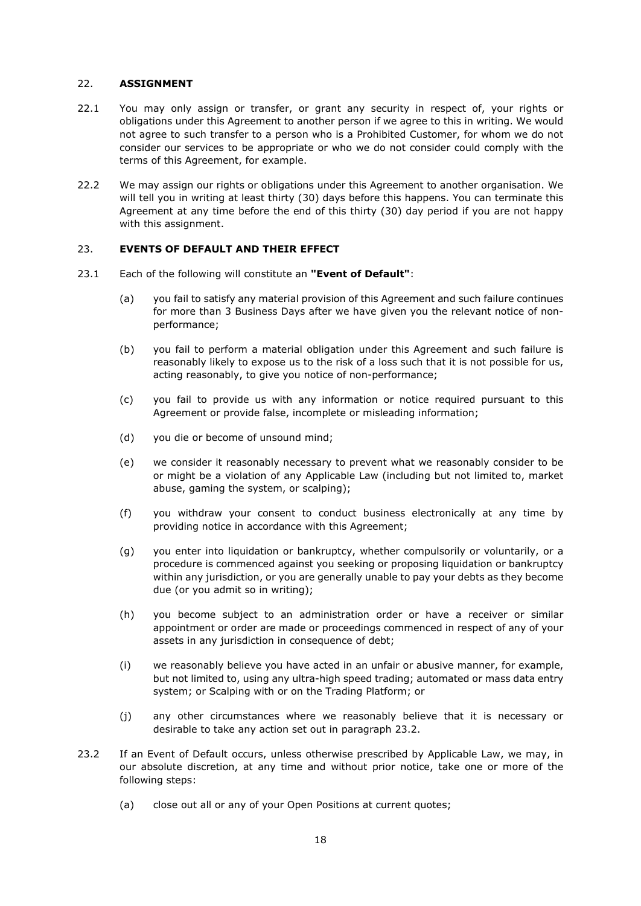## 22. ASSIGNMENT

22.1 You may only assign or transfer, or grant any security in respect of, your rights or obligations under this Agreement to another person if we agree to this in writing. We would not agree to such transfer to a person who is a Prohibited Customer, for whom we do not consider our services to be appropriate or who we do not consider could comply with the terms of this Agreement, for example.

22.2 We may assign our rights or obligations under this Agreement to another organisation. We will tell you in writing at least thirty (30) days before this happens. You can terminate this Agreement at any time before the end of this thirty (30) day period if you are not happy with this assignment.

## 23. EVENTS OF DEFAULT AND THEIR EFFECT

23.1 Each of the following will constitute an **"Event of Default"**:

(a) you fail to satisfy any material provision of this Agreement and such failure continues for more than 3 Business Days after we have given you the relevant notice of non-performance;

(b) you fail to perform a material obligation under this Agreement and such failure is reasonably likely to expose us to the risk of a loss such that it is not possible for us, acting reasonably, to give you notice of non-performance;

(c) you fail to provide us with any information or notice required pursuant to this Agreement or provide false, incomplete or misleading information;

(d) you die or become of unsound mind;

(e) we consider it reasonably necessary to prevent what we reasonably consider to be or might be a violation of any Applicable Law (including but not limited to, market abuse, gaming the system, or scalping);

(f) you withdraw your consent to conduct business electronically at any time by providing notice in accordance with this Agreement;

(g) you enter into liquidation or bankruptcy, whether compulsorily or voluntarily, or a procedure is commenced against you seeking or proposing liquidation or bankruptcy within any jurisdiction, or you are generally unable to pay your debts as they become due (or you admit so in writing);

(h) you become subject to an administration order or have a receiver or similar appointment or order are made or proceedings commenced in respect of any of your assets in any jurisdiction in consequence of debt;

(i) we reasonably believe you have acted in an unfair or abusive manner, for example, but not limited to, using any ultra-high speed trading; automated or mass data entry system; or Scalping with or on the Trading Platform; or

(j) any other circumstances where we reasonably believe that it is necessary or desirable to take any action set out in paragraph 23.2.

23.2 If an Event of Default occurs, unless otherwise prescribed by Applicable Law, we may, in our absolute discretion, at any time and without prior notice, take one or more of the following steps:

(a) close out all or any of your Open Positions at current quotes;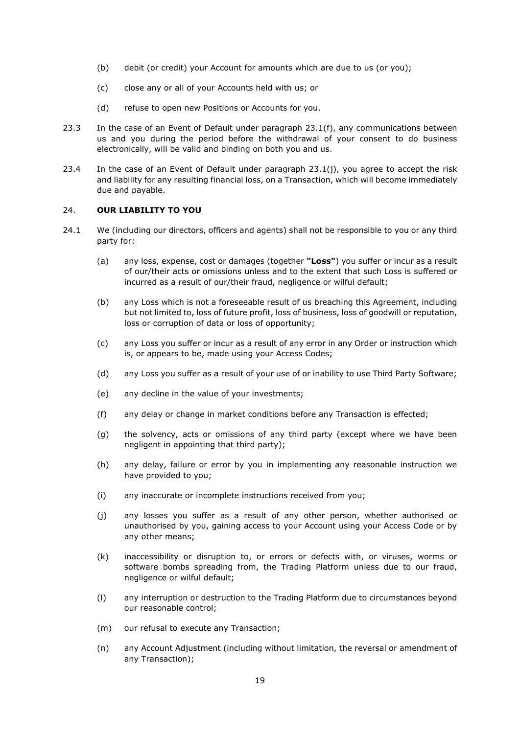(b) debit (or credit) your Account for amounts which are due to us (or you);

(c) close any or all of your Accounts held with us; or

(d) refuse to open new Positions or Accounts for you.

23.3 In the case of an Event of Default under paragraph 23.1(f), any communications between us and you during the period before the withdrawal of your consent to do business electronically, will be valid and binding on both you and us.

23.4 In the case of an Event of Default under paragraph 23.1(j), you agree to accept the risk and liability for any resulting financial loss, on a Transaction, which will become immediately due and payable.

## 24. OUR LIABILITY TO YOU

24.1 We (including our directors, officers and agents) shall not be responsible to you or any third party for:

(a) any loss, expense, cost or damages (together **"Loss"**) you suffer or incur as a result of our/their acts or omissions unless and to the extent that such Loss is suffered or incurred as a result of our/their fraud, negligence or wilful default;

(b) any Loss which is not a foreseeable result of us breaching this Agreement, including but not limited to, loss of future profit, loss of business, loss of goodwill or reputation, loss or corruption of data or loss of opportunity;

(c) any Loss you suffer or incur as a result of any error in any Order or instruction which is, or appears to be, made using your Access Codes;

(d) any Loss you suffer as a result of your use of or inability to use Third Party Software;

(e) any decline in the value of your investments;

(f) any delay or change in market conditions before any Transaction is effected;

(g) the solvency, acts or omissions of any third party (except where we have been negligent in appointing that third party);

(h) any delay, failure or error by you in implementing any reasonable instruction we have provided to you;

(i) any inaccurate or incomplete instructions received from you;

(j) any losses you suffer as a result of any other person, whether authorised or unauthorised by you, gaining access to your Account using your Access Code or by any other means;

(k) inaccessibility or disruption to, or errors or defects with, or viruses, worms or software bombs spreading from, the Trading Platform unless due to our fraud, negligence or wilful default;

(l) any interruption or destruction to the Trading Platform due to circumstances beyond our reasonable control;

(m) our refusal to execute any Transaction;

(n) any Account Adjustment (including without limitation, the reversal or amendment of any Transaction);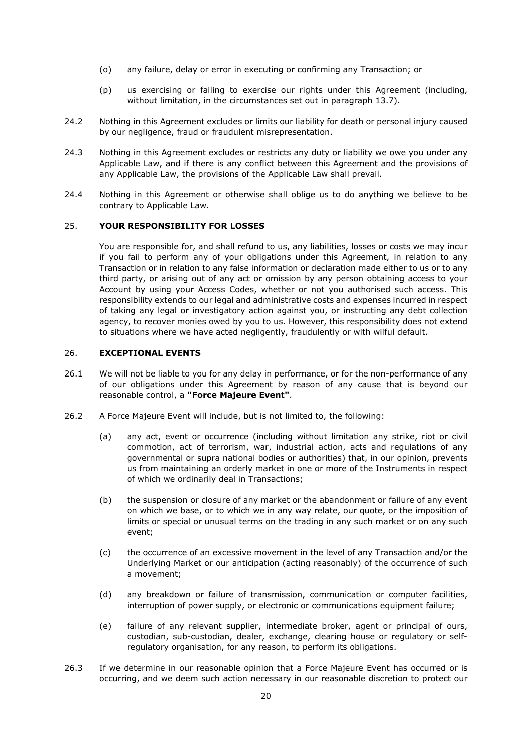(o) any failure, delay or error in executing or confirming any Transaction; or

(p) us exercising or failing to exercise our rights under this Agreement (including, without limitation, in the circumstances set out in paragraph 13.7).

24.2 Nothing in this Agreement excludes or limits our liability for death or personal injury caused by our negligence, fraud or fraudulent misrepresentation.

24.3 Nothing in this Agreement excludes or restricts any duty or liability we owe you under any Applicable Law, and if there is any conflict between this Agreement and the provisions of any Applicable Law, the provisions of the Applicable Law shall prevail.

24.4 Nothing in this Agreement or otherwise shall oblige us to do anything we believe to be contrary to Applicable Law.

## 25. YOUR RESPONSIBILITY FOR LOSSES

You are responsible for, and shall refund to us, any liabilities, losses or costs we may incur if you fail to perform any of your obligations under this Agreement, in relation to any Transaction or in relation to any false information or declaration made either to us or to any third party, or arising out of any act or omission by any person obtaining access to your Account by using your Access Codes, whether or not you authorised such access. This responsibility extends to our legal and administrative costs and expenses incurred in respect of taking any legal or investigatory action against you, or instructing any debt collection agency, to recover monies owed by you to us. However, this responsibility does not extend to situations where we have acted negligently, fraudulently or with wilful default.

## 26. EXCEPTIONAL EVENTS

26.1 We will not be liable to you for any delay in performance, or for the non-performance of any of our obligations under this Agreement by reason of any cause that is beyond our reasonable control, a **"Force Majeure Event"**.

26.2 A Force Majeure Event will include, but is not limited to, the following:

(a) any act, event or occurrence (including without limitation any strike, riot or civil commotion, act of terrorism, war, industrial action, acts and regulations of any governmental or supra national bodies or authorities) that, in our opinion, prevents us from maintaining an orderly market in one or more of the Instruments in respect of which we ordinarily deal in Transactions;

(b) the suspension or closure of any market or the abandonment or failure of any event on which we base, or to which we in any way relate, our quote, or the imposition of limits or special or unusual terms on the trading in any such market or on any such event;

(c) the occurrence of an excessive movement in the level of any Transaction and/or the Underlying Market or our anticipation (acting reasonably) of the occurrence of such a movement;

(d) any breakdown or failure of transmission, communication or computer facilities, interruption of power supply, or electronic or communications equipment failure;

(e) failure of any relevant supplier, intermediate broker, agent or principal of ours, custodian, sub-custodian, dealer, exchange, clearing house or regulatory or self-regulatory organisation, for any reason, to perform its obligations.

26.3 If we determine in our reasonable opinion that a Force Majeure Event has occurred or is occurring, and we deem such action necessary in our reasonable discretion to protect our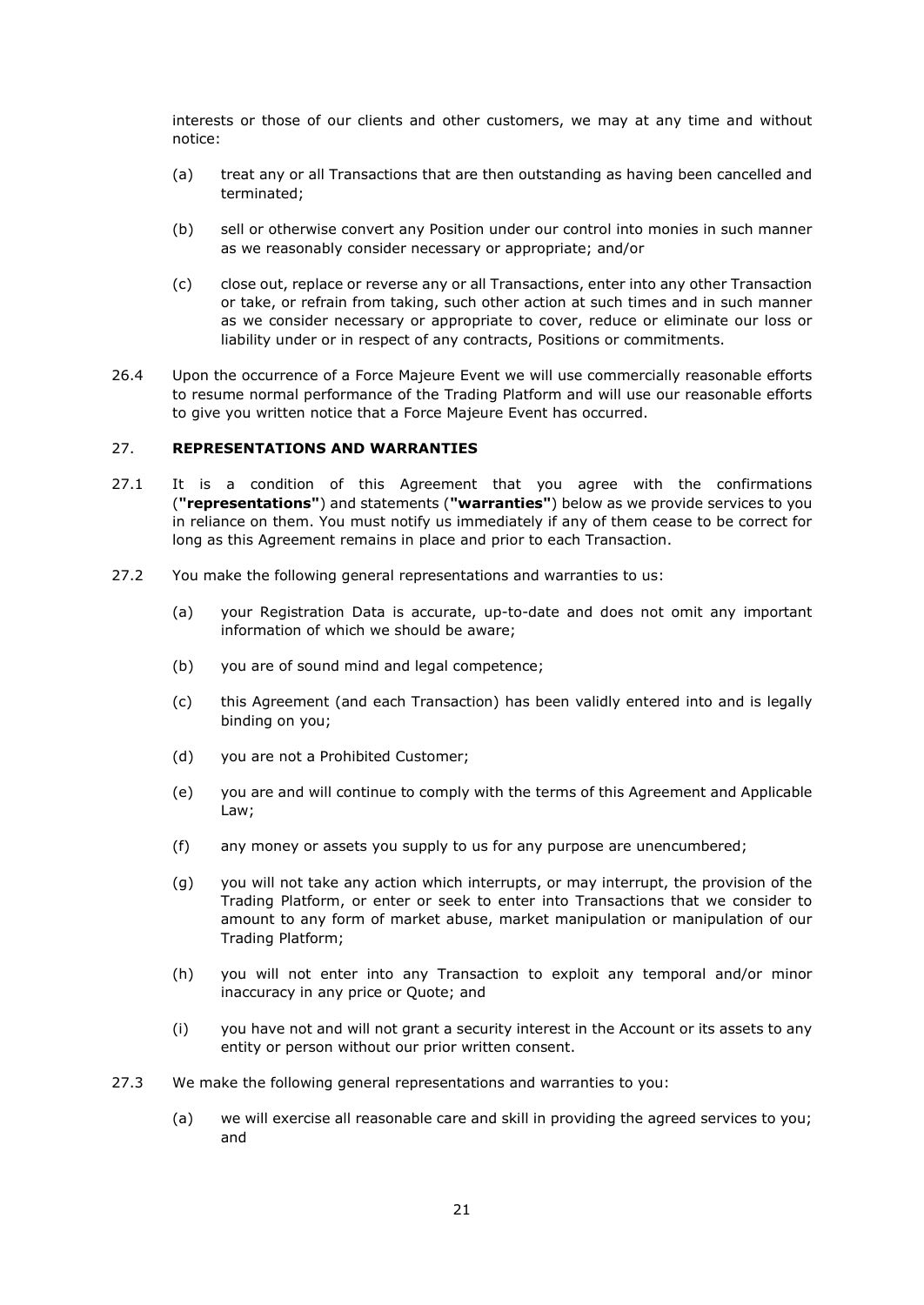interests or those of our clients and other customers, we may at any time and without notice:

- (a) treat any or all Transactions that are then outstanding as having been cancelled and terminated;
- (b) sell or otherwise convert any Position under our control into monies in such manner as we reasonably consider necessary or appropriate; and/or
- (c) close out, replace or reverse any or all Transactions, enter into any other Transaction or take, or refrain from taking, such other action at such times and in such manner as we consider necessary or appropriate to cover, reduce or eliminate our loss or liability under or in respect of any contracts, Positions or commitments.

26.4 Upon the occurrence of a Force Majeure Event we will use commercially reasonable efforts to resume normal performance of the Trading Platform and will use our reasonable efforts to give you written notice that a Force Majeure Event has occurred.

## 27. REPRESENTATIONS AND WARRANTIES

27.1 It is a condition of this Agreement that you agree with the confirmations (**"representations"**) and statements (**"warranties"**) below as we provide services to you in reliance on them. You must notify us immediately if any of them cease to be correct for long as this Agreement remains in place and prior to each Transaction.

27.2 You make the following general representations and warranties to us:

- (a) your Registration Data is accurate, up-to-date and does not omit any important information of which we should be aware;
- (b) you are of sound mind and legal competence;
- (c) this Agreement (and each Transaction) has been validly entered into and is legally binding on you;
- (d) you are not a Prohibited Customer;
- (e) you are and will continue to comply with the terms of this Agreement and Applicable Law;
- (f) any money or assets you supply to us for any purpose are unencumbered;
- (g) you will not take any action which interrupts, or may interrupt, the provision of the Trading Platform, or enter or seek to enter into Transactions that we consider to amount to any form of market abuse, market manipulation or manipulation of our Trading Platform;
- (h) you will not enter into any Transaction to exploit any temporal and/or minor inaccuracy in any price or Quote; and
- (i) you have not and will not grant a security interest in the Account or its assets to any entity or person without our prior written consent.

27.3 We make the following general representations and warranties to you:

- (a) we will exercise all reasonable care and skill in providing the agreed services to you; and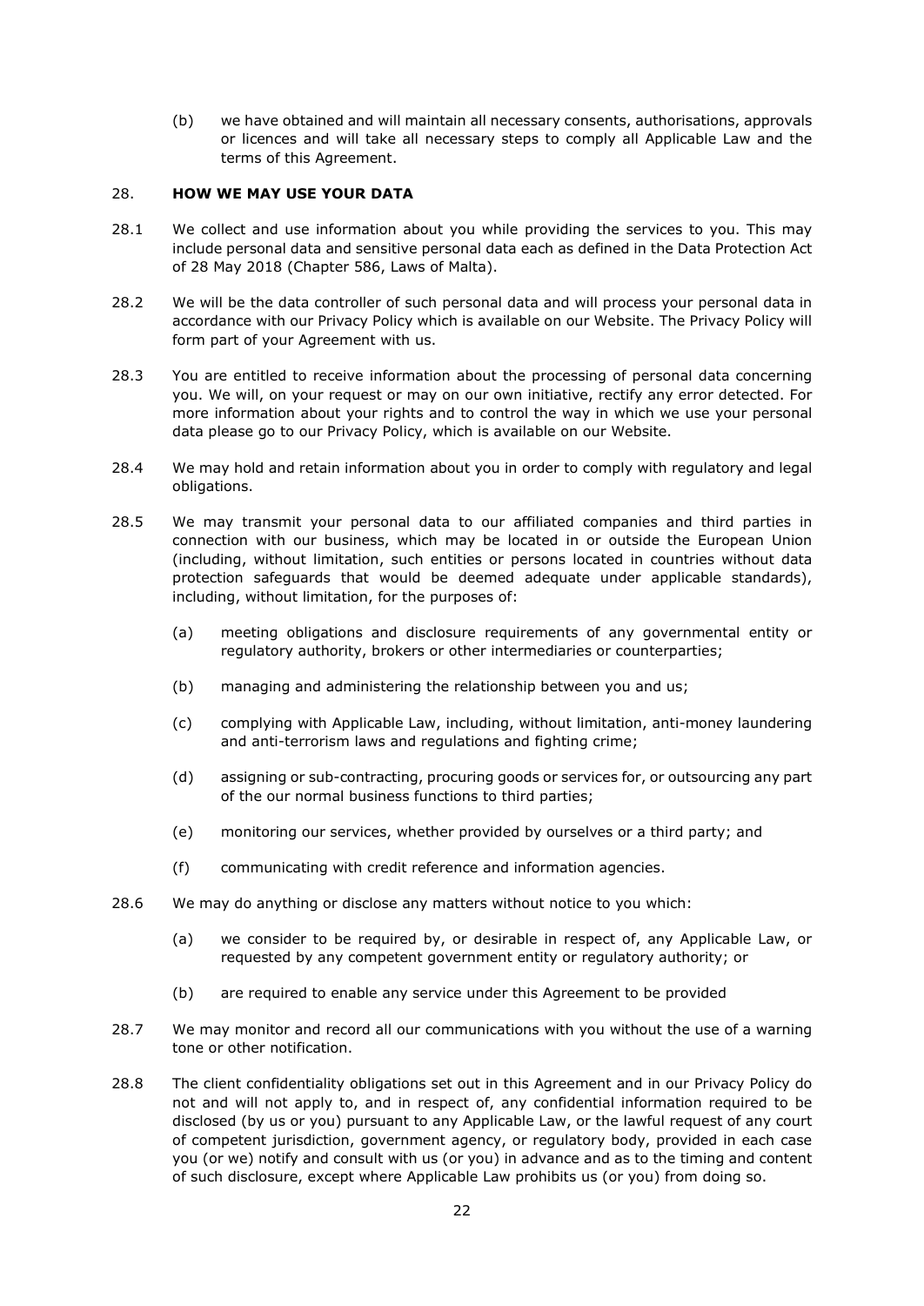(b) we have obtained and will maintain all necessary consents, authorisations, approvals or licences and will take all necessary steps to comply all Applicable Law and the terms of this Agreement.

## 28. HOW WE MAY USE YOUR DATA

28.1 We collect and use information about you while providing the services to you. This may include personal data and sensitive personal data each as defined in the Data Protection Act of 28 May 2018 (Chapter 586, Laws of Malta).

28.2 We will be the data controller of such personal data and will process your personal data in accordance with our Privacy Policy which is available on our Website. The Privacy Policy will form part of your Agreement with us.

28.3 You are entitled to receive information about the processing of personal data concerning you. We will, on your request or may on our own initiative, rectify any error detected. For more information about your rights and to control the way in which we use your personal data please go to our Privacy Policy, which is available on our Website.

28.4 We may hold and retain information about you in order to comply with regulatory and legal obligations.

28.5 We may transmit your personal data to our affiliated companies and third parties in connection with our business, which may be located in or outside the European Union (including, without limitation, such entities or persons located in countries without data protection safeguards that would be deemed adequate under applicable standards), including, without limitation, for the purposes of:

(a) meeting obligations and disclosure requirements of any governmental entity or regulatory authority, brokers or other intermediaries or counterparties;

(b) managing and administering the relationship between you and us;

(c) complying with Applicable Law, including, without limitation, anti-money laundering and anti-terrorism laws and regulations and fighting crime;

(d) assigning or sub-contracting, procuring goods or services for, or outsourcing any part of the our normal business functions to third parties;

(e) monitoring our services, whether provided by ourselves or a third party; and

(f) communicating with credit reference and information agencies.

28.6 We may do anything or disclose any matters without notice to you which:

(a) we consider to be required by, or desirable in respect of, any Applicable Law, or requested by any competent government entity or regulatory authority; or

(b) are required to enable any service under this Agreement to be provided

28.7 We may monitor and record all our communications with you without the use of a warning tone or other notification.

28.8 The client confidentiality obligations set out in this Agreement and in our Privacy Policy do not and will not apply to, and in respect of, any confidential information required to be disclosed (by us or you) pursuant to any Applicable Law, or the lawful request of any court of competent jurisdiction, government agency, or regulatory body, provided in each case you (or we) notify and consult with us (or you) in advance and as to the timing and content of such disclosure, except where Applicable Law prohibits us (or you) from doing so.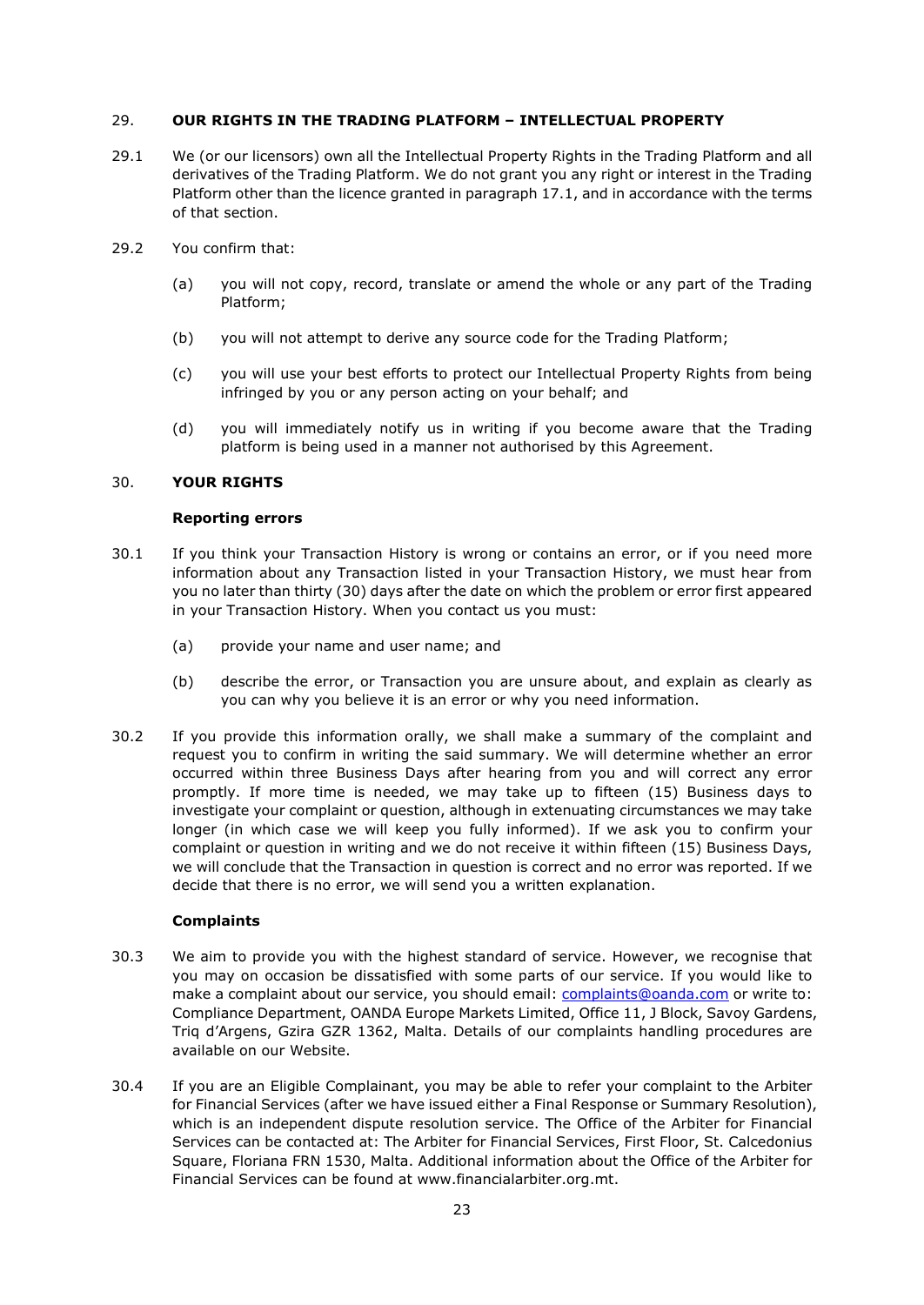## 29. OUR RIGHTS IN THE TRADING PLATFORM – INTELLECTUAL PROPERTY

29.1 We (or our licensors) own all the Intellectual Property Rights in the Trading Platform and all derivatives of the Trading Platform. We do not grant you any right or interest in the Trading Platform other than the licence granted in paragraph 17.1, and in accordance with the terms of that section.

29.2 You confirm that:

(a) you will not copy, record, translate or amend the whole or any part of the Trading Platform;

(b) you will not attempt to derive any source code for the Trading Platform;

(c) you will use your best efforts to protect our Intellectual Property Rights from being infringed by you or any person acting on your behalf; and

(d) you will immediately notify us in writing if you become aware that the Trading platform is being used in a manner not authorised by this Agreement.

## 30. YOUR RIGHTS

**Reporting errors**

30.1 If you think your Transaction History is wrong or contains an error, or if you need more information about any Transaction listed in your Transaction History, we must hear from you no later than thirty (30) days after the date on which the problem or error first appeared in your Transaction History. When you contact us you must:

(a) provide your name and user name; and

(b) describe the error, or Transaction you are unsure about, and explain as clearly as you can why you believe it is an error or why you need information.

30.2 If you provide this information orally, we shall make a summary of the complaint and request you to confirm in writing the said summary. We will determine whether an error occurred within three Business Days after hearing from you and will correct any error promptly. If more time is needed, we may take up to fifteen (15) Business days to investigate your complaint or question, although in extenuating circumstances we may take longer (in which case we will keep you fully informed). If we ask you to confirm your complaint or question in writing and we do not receive it within fifteen (15) Business Days, we will conclude that the Transaction in question is correct and no error was reported. If we decide that there is no error, we will send you a written explanation.

**Complaints**

30.3 We aim to provide you with the highest standard of service. However, we recognise that you may on occasion be dissatisfied with some parts of our service. If you would like to make a complaint about our service, you should email: complaints@oanda.com or write to: Compliance Department, OANDA Europe Markets Limited, Office 11, J Block, Savoy Gardens, Triq d'Argens, Gzira GZR 1362, Malta. Details of our complaints handling procedures are available on our Website.

30.4 If you are an Eligible Complainant, you may be able to refer your complaint to the Arbiter for Financial Services (after we have issued either a Final Response or Summary Resolution), which is an independent dispute resolution service. The Office of the Arbiter for Financial Services can be contacted at: The Arbiter for Financial Services, First Floor, St. Calcedonius Square, Floriana FRN 1530, Malta. Additional information about the Office of the Arbiter for Financial Services can be found at www.financialarbiter.org.mt.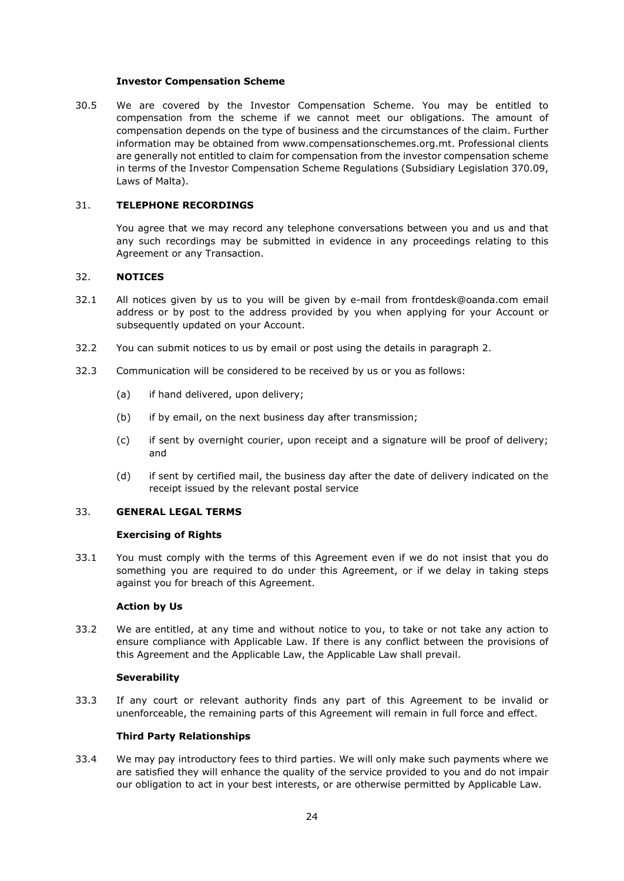**Investor Compensation Scheme**

30.5 We are covered by the Investor Compensation Scheme. You may be entitled to compensation from the scheme if we cannot meet our obligations. The amount of compensation depends on the type of business and the circumstances of the claim. Further information may be obtained from www.compensationschemes.org.mt. Professional clients are generally not entitled to claim for compensation from the investor compensation scheme in terms of the Investor Compensation Scheme Regulations (Subsidiary Legislation 370.09, Laws of Malta).

## 31. TELEPHONE RECORDINGS

You agree that we may record any telephone conversations between you and us and that any such recordings may be submitted in evidence in any proceedings relating to this Agreement or any Transaction.

## 32. NOTICES

32.1 All notices given by us to you will be given by e-mail from frontdesk@oanda.com email address or by post to the address provided by you when applying for your Account or subsequently updated on your Account.

32.2 You can submit notices to us by email or post using the details in paragraph 2.

32.3 Communication will be considered to be received by us or you as follows:

(a) if hand delivered, upon delivery;

(b) if by email, on the next business day after transmission;

(c) if sent by overnight courier, upon receipt and a signature will be proof of delivery; and

(d) if sent by certified mail, the business day after the date of delivery indicated on the receipt issued by the relevant postal service

## 33. GENERAL LEGAL TERMS

**Exercising of Rights**

33.1 You must comply with the terms of this Agreement even if we do not insist that you do something you are required to do under this Agreement, or if we delay in taking steps against you for breach of this Agreement.

**Action by Us**

33.2 We are entitled, at any time and without notice to you, to take or not take any action to ensure compliance with Applicable Law. If there is any conflict between the provisions of this Agreement and the Applicable Law, the Applicable Law shall prevail.

**Severability**

33.3 If any court or relevant authority finds any part of this Agreement to be invalid or unenforceable, the remaining parts of this Agreement will remain in full force and effect.

**Third Party Relationships**

33.4 We may pay introductory fees to third parties. We will only make such payments where we are satisfied they will enhance the quality of the service provided to you and do not impair our obligation to act in your best interests, or are otherwise permitted by Applicable Law.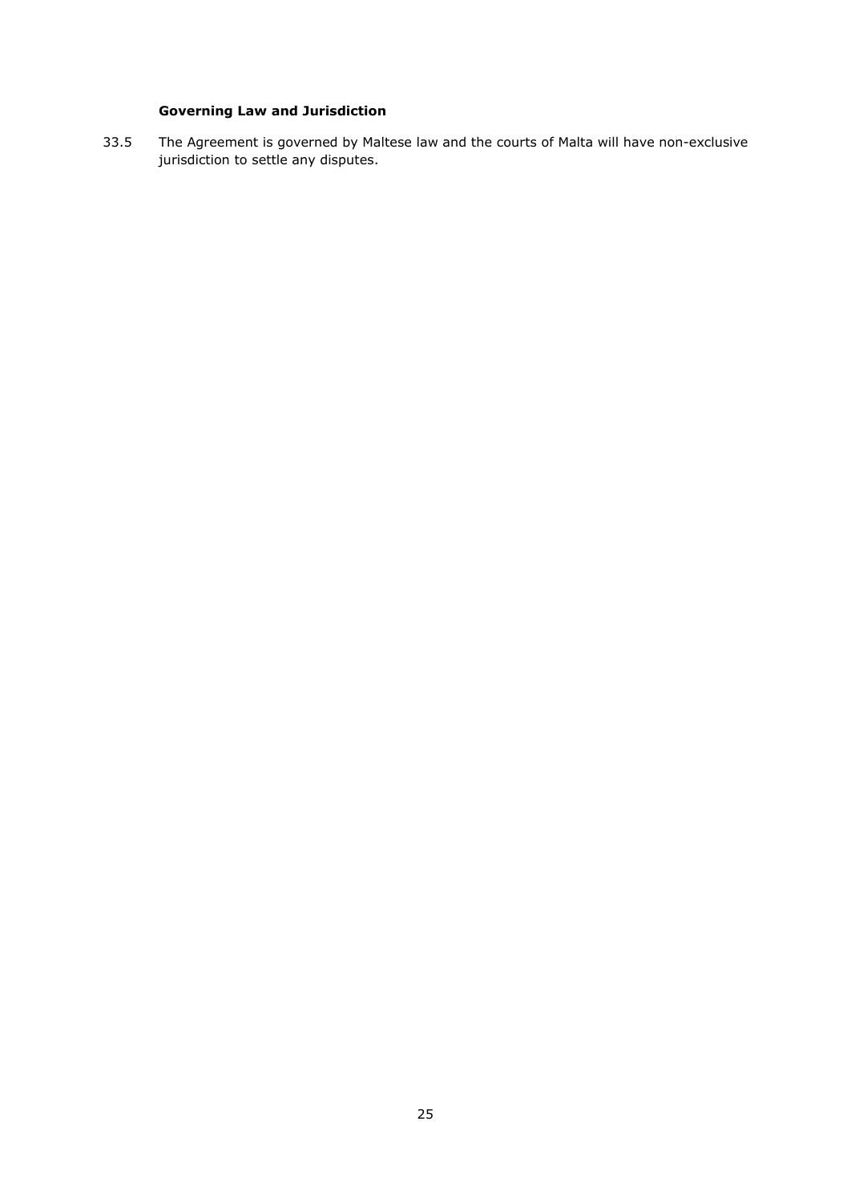**Governing Law and Jurisdiction**

33.5 The Agreement is governed by Maltese law and the courts of Malta will have non-exclusive jurisdiction to settle any disputes.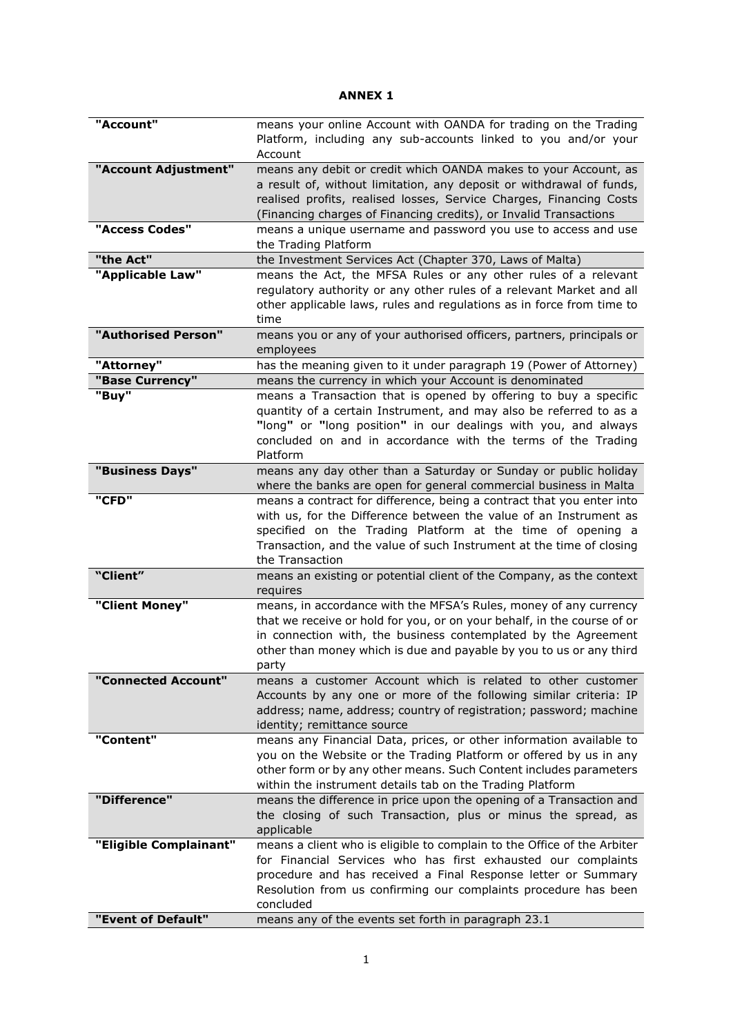**ANNEX 1**

| | |
|---|---|
| **"Account"** | means your online Account with OANDA for trading on the Trading Platform, including any sub-accounts linked to you and/or your Account |
| **"Account Adjustment"** | means any debit or credit which OANDA makes to your Account, as a result of, without limitation, any deposit or withdrawal of funds, realised profits, realised losses, Service Charges, Financing Costs (Financing charges of Financing credits), or Invalid Transactions |
| **"Access Codes"** | means a unique username and password you use to access and use the Trading Platform |
| **"the Act"** | the Investment Services Act (Chapter 370, Laws of Malta) |
| **"Applicable Law"** | means the Act, the MFSA Rules or any other rules of a relevant regulatory authority or any other rules of a relevant Market and all other applicable laws, rules and regulations as in force from time to time |
| **"Authorised Person"** | means you or any of your authorised officers, partners, principals or employees |
| **"Attorney"** | has the meaning given to it under paragraph 19 (Power of Attorney) |
| **"Base Currency"** | means the currency in which your Account is denominated |
| **"Buy"** | means a Transaction that is opened by offering to buy a specific quantity of a certain Instrument, and may also be referred to as a **"**long**"** or **"**long position**"** in our dealings with you, and always concluded on and in accordance with the terms of the Trading Platform |
| **"Business Days"** | means any day other than a Saturday or Sunday or public holiday where the banks are open for general commercial business in Malta |
| **"CFD"** | means a contract for difference, being a contract that you enter into with us, for the Difference between the value of an Instrument as specified on the Trading Platform at the time of opening a Transaction, and the value of such Instrument at the time of closing the Transaction |
| **"Client"** | means an existing or potential client of the Company, as the context requires |
| **"Client Money"** | means, in accordance with the MFSA's Rules, money of any currency that we receive or hold for you, or on your behalf, in the course of or in connection with, the business contemplated by the Agreement other than money which is due and payable by you to us or any third party |
| **"Connected Account"** | means a customer Account which is related to other customer Accounts by any one or more of the following similar criteria: IP address; name, address; country of registration; password; machine identity; remittance source |
| **"Content"** | means any Financial Data, prices, or other information available to you on the Website or the Trading Platform or offered by us in any other form or by any other means. Such Content includes parameters within the instrument details tab on the Trading Platform |
| **"Difference"** | means the difference in price upon the opening of a Transaction and the closing of such Transaction, plus or minus the spread, as applicable |
| **"Eligible Complainant"** | means a client who is eligible to complain to the Office of the Arbiter for Financial Services who has first exhausted our complaints procedure and has received a Final Response letter or Summary Resolution from us confirming our complaints procedure has been concluded |
| **"Event of Default"** | means any of the events set forth in paragraph 23.1 |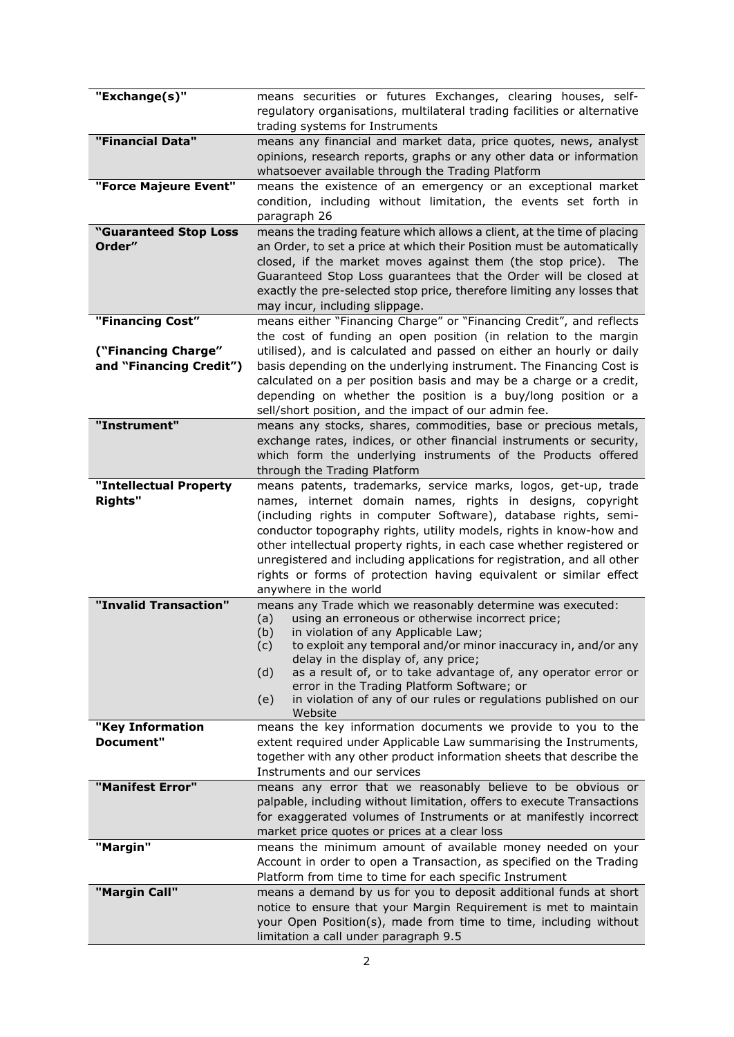| | |
|---|---|
| **"Exchange(s)"** | means securities or futures Exchanges, clearing houses, self-regulatory organisations, multilateral trading facilities or alternative trading systems for Instruments |
| **"Financial Data"** | means any financial and market data, price quotes, news, analyst opinions, research reports, graphs or any other data or information whatsoever available through the Trading Platform |
| **"Force Majeure Event"** | means the existence of an emergency or an exceptional market condition, including without limitation, the events set forth in paragraph 26 |
| **"Guaranteed Stop Loss Order"** | means the trading feature which allows a client, at the time of placing an Order, to set a price at which their Position must be automatically closed, if the market moves against them (the stop price). The Guaranteed Stop Loss guarantees that the Order will be closed at exactly the pre-selected stop price, therefore limiting any losses that may incur, including slippage. |
| **"Financing Cost"**<br><br>**("Financing Charge" and "Financing Credit")** | means either "Financing Charge" or "Financing Credit", and reflects the cost of funding an open position (in relation to the margin utilised), and is calculated and passed on either an hourly or daily basis depending on the underlying instrument. The Financing Cost is calculated on a per position basis and may be a charge or a credit, depending on whether the position is a buy/long position or a sell/short position, and the impact of our admin fee. |
| **"Instrument"** | means any stocks, shares, commodities, base or precious metals, exchange rates, indices, or other financial instruments or security, which form the underlying instruments of the Products offered through the Trading Platform |
| **"Intellectual Property Rights"** | means patents, trademarks, service marks, logos, get-up, trade names, internet domain names, rights in designs, copyright (including rights in computer Software), database rights, semi-conductor topography rights, utility models, rights in know-how and other intellectual property rights, in each case whether registered or unregistered and including applications for registration, and all other rights or forms of protection having equivalent or similar effect anywhere in the world |
| **"Invalid Transaction"** | means any Trade which we reasonably determine was executed:<br>(a) using an erroneous or otherwise incorrect price;<br>(b) in violation of any Applicable Law;<br>(c) to exploit any temporal and/or minor inaccuracy in, and/or any delay in the display of, any price;<br>(d) as a result of, or to take advantage of, any operator error or error in the Trading Platform Software; or<br>(e) in violation of any of our rules or regulations published on our Website |
| **"Key Information Document"** | means the key information documents we provide to you to the extent required under Applicable Law summarising the Instruments, together with any other product information sheets that describe the Instruments and our services |
| **"Manifest Error"** | means any error that we reasonably believe to be obvious or palpable, including without limitation, offers to execute Transactions for exaggerated volumes of Instruments or at manifestly incorrect market price quotes or prices at a clear loss |
| **"Margin"** | means the minimum amount of available money needed on your Account in order to open a Transaction, as specified on the Trading Platform from time to time for each specific Instrument |
| **"Margin Call"** | means a demand by us for you to deposit additional funds at short notice to ensure that your Margin Requirement is met to maintain your Open Position(s), made from time to time, including without limitation a call under paragraph 9.5 |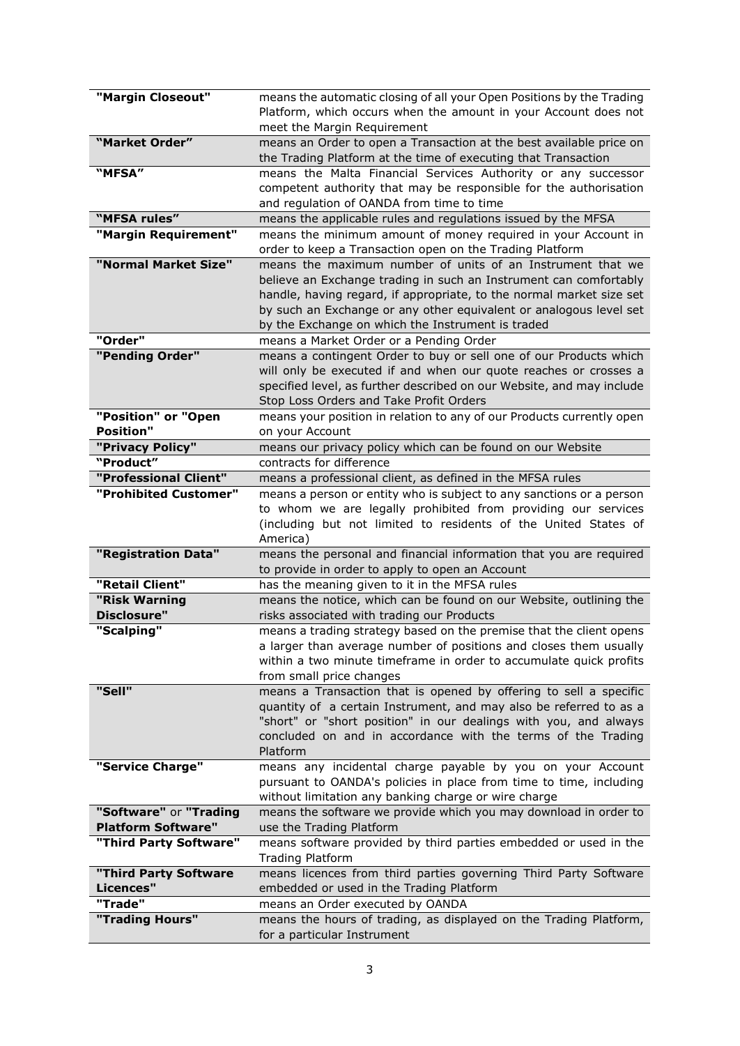| | |
|---|---|
| **"Margin Closeout"** | means the automatic closing of all your Open Positions by the Trading Platform, which occurs when the amount in your Account does not meet the Margin Requirement |
| **"Market Order"** | means an Order to open a Transaction at the best available price on the Trading Platform at the time of executing that Transaction |
| **"MFSA"** | means the Malta Financial Services Authority or any successor competent authority that may be responsible for the authorisation and regulation of OANDA from time to time |
| **"MFSA rules"** | means the applicable rules and regulations issued by the MFSA |
| **"Margin Requirement"** | means the minimum amount of money required in your Account in order to keep a Transaction open on the Trading Platform |
| **"Normal Market Size"** | means the maximum number of units of an Instrument that we believe an Exchange trading in such an Instrument can comfortably handle, having regard, if appropriate, to the normal market size set by such an Exchange or any other equivalent or analogous level set by the Exchange on which the Instrument is traded |
| **"Order"** | means a Market Order or a Pending Order |
| **"Pending Order"** | means a contingent Order to buy or sell one of our Products which will only be executed if and when our quote reaches or crosses a specified level, as further described on our Website, and may include Stop Loss Orders and Take Profit Orders |
| **"Position" or "Open Position"** | means your position in relation to any of our Products currently open on your Account |
| **"Privacy Policy"** | means our privacy policy which can be found on our Website |
| **"Product"** | contracts for difference |
| **"Professional Client"** | means a professional client, as defined in the MFSA rules |
| **"Prohibited Customer"** | means a person or entity who is subject to any sanctions or a person to whom we are legally prohibited from providing our services (including but not limited to residents of the United States of America) |
| **"Registration Data"** | means the personal and financial information that you are required to provide in order to apply to open an Account |
| **"Retail Client"** | has the meaning given to it in the MFSA rules |
| **"Risk Warning Disclosure"** | means the notice, which can be found on our Website, outlining the risks associated with trading our Products |
| **"Scalping"** | means a trading strategy based on the premise that the client opens a larger than average number of positions and closes them usually within a two minute timeframe in order to accumulate quick profits from small price changes |
| **"Sell"** | means a Transaction that is opened by offering to sell a specific quantity of a certain Instrument, and may also be referred to as a "short" or "short position" in our dealings with you, and always concluded on and in accordance with the terms of the Trading Platform |
| **"Service Charge"** | means any incidental charge payable by you on your Account pursuant to OANDA's policies in place from time to time, including without limitation any banking charge or wire charge |
| **"Software"** or **"Trading Platform Software"** | means the software we provide which you may download in order to use the Trading Platform |
| **"Third Party Software"** | means software provided by third parties embedded or used in the Trading Platform |
| **"Third Party Software Licences"** | means licences from third parties governing Third Party Software embedded or used in the Trading Platform |
| **"Trade"** | means an Order executed by OANDA |
| **"Trading Hours"** | means the hours of trading, as displayed on the Trading Platform, for a particular Instrument |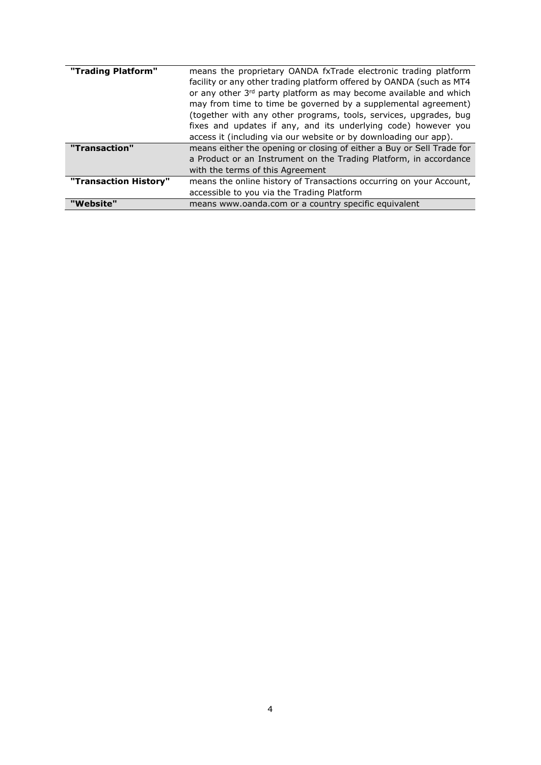| | |
|---|---|
| **"Trading Platform"** | means the proprietary OANDA fxTrade electronic trading platform facility or any other trading platform offered by OANDA (such as MT4 or any other 3rd party platform as may become available and which may from time to time be governed by a supplemental agreement) (together with any other programs, tools, services, upgrades, bug fixes and updates if any, and its underlying code) however you access it (including via our website or by downloading our app). |
| **"Transaction"** | means either the opening or closing of either a Buy or Sell Trade for a Product or an Instrument on the Trading Platform, in accordance with the terms of this Agreement |
| **"Transaction History"** | means the online history of Transactions occurring on your Account, accessible to you via the Trading Platform |
| **"Website"** | means www.oanda.com or a country specific equivalent |